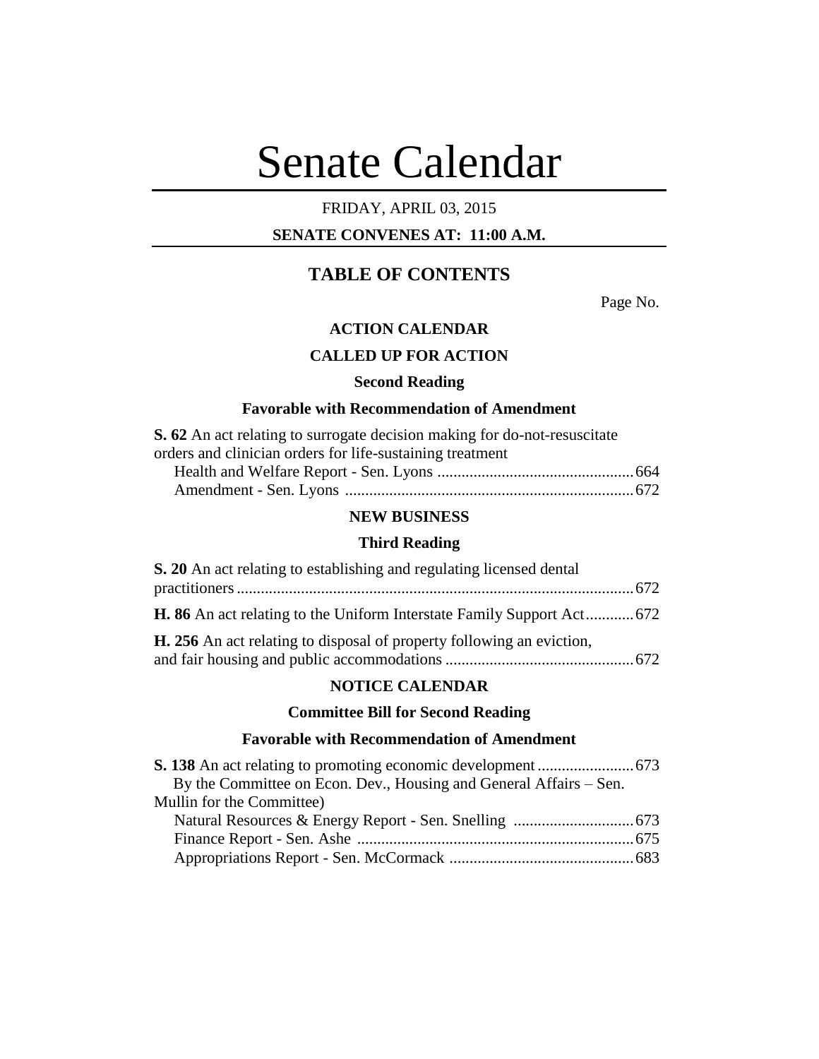# Senate Calendar

FRIDAY, APRIL 03, 2015

**SENATE CONVENES AT: 11:00 A.M.**

## TABLE OF CONTENTS

Page No.

### ACTION CALENDAR

### CALLED UP FOR ACTION

#### Second Reading

#### Favorable with Recommendation of Amendment

**S. 62** An act relating to surrogate decision making for do-not-resuscitate orders and clinician orders for life-sustaining treatment

Health and Welfare Report - Sen. Lyons ................................................ 664
Amendment - Sen. Lyons ........................................................................ 672

### NEW BUSINESS

#### Third Reading

**S. 20** An act relating to establishing and regulating licensed dental practitioners ................................................................................................... 672

**H. 86** An act relating to the Uniform Interstate Family Support Act............ 672

**H. 256** An act relating to disposal of property following an eviction, and fair housing and public accommodations .............................................. 672

### NOTICE CALENDAR

#### Committee Bill for Second Reading

#### Favorable with Recommendation of Amendment

**S. 138** An act relating to promoting economic development ........................ 673
By the Committee on Econ. Dev., Housing and General Affairs – Sen. Mullin for the Committee)

Natural Resources & Energy Report - Sen. Snelling .............................. 673
Finance Report - Sen. Ashe ..................................................................... 675
Appropriations Report - Sen. McCormack .............................................. 683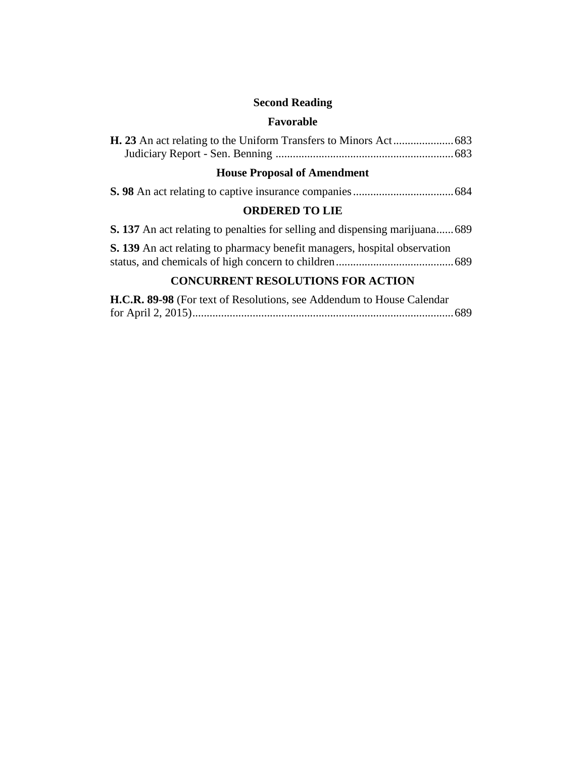**Second Reading**

**Favorable**

**H. 23** An act relating to the Uniform Transfers to Minors Act.....................683
Judiciary Report - Sen. Benning .............................................................683

**House Proposal of Amendment**

**S. 98** An act relating to captive insurance companies...................................684

**ORDERED TO LIE**

**S. 137** An act relating to penalties for selling and dispensing marijuana......689

**S. 139** An act relating to pharmacy benefit managers, hospital observation status, and chemicals of high concern to children.........................................689

**CONCURRENT RESOLUTIONS FOR ACTION**

**H.C.R. 89-98** (For text of Resolutions, see Addendum to House Calendar for April 2, 2015)..........................................................................................689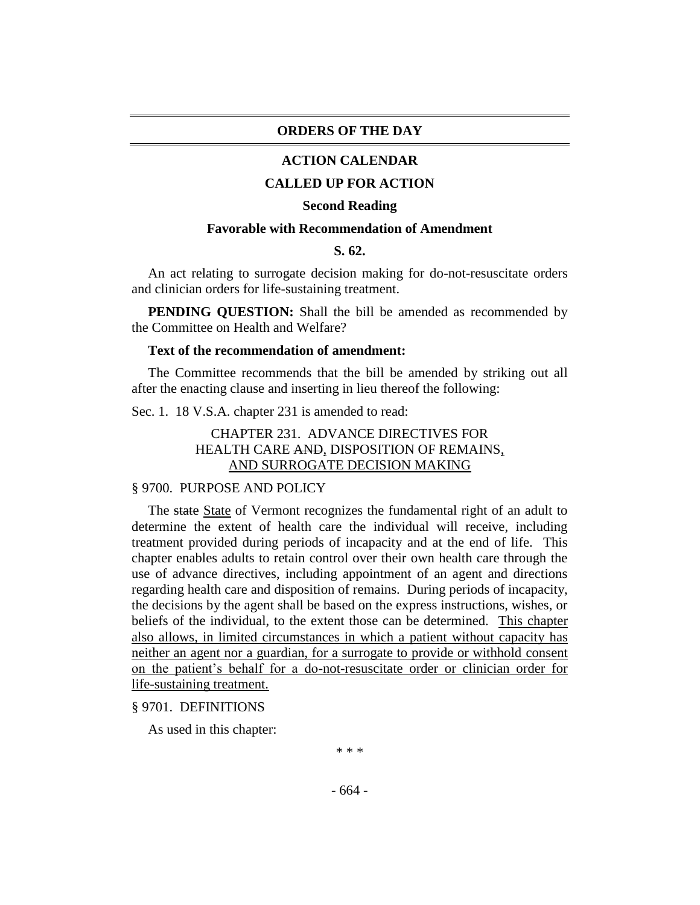## ORDERS OF THE DAY

### ACTION CALENDAR

### CALLED UP FOR ACTION

**Second Reading**

**Favorable with Recommendation of Amendment**

**S. 62.**

An act relating to surrogate decision making for do-not-resuscitate orders and clinician orders for life-sustaining treatment.

**PENDING QUESTION:** Shall the bill be amended as recommended by the Committee on Health and Welfare?

**Text of the recommendation of amendment:**

The Committee recommends that the bill be amended by striking out all after the enacting clause and inserting in lieu thereof the following:

Sec. 1. 18 V.S.A. chapter 231 is amended to read:

CHAPTER 231. ADVANCE DIRECTIVES FOR HEALTH CARE ~~AND~~, DISPOSITION OF REMAINS, AND SURROGATE DECISION MAKING

§ 9700. PURPOSE AND POLICY

The ~~state~~ State of Vermont recognizes the fundamental right of an adult to determine the extent of health care the individual will receive, including treatment provided during periods of incapacity and at the end of life. This chapter enables adults to retain control over their own health care through the use of advance directives, including appointment of an agent and directions regarding health care and disposition of remains. During periods of incapacity, the decisions by the agent shall be based on the express instructions, wishes, or beliefs of the individual, to the extent those can be determined. This chapter also allows, in limited circumstances in which a patient without capacity has neither an agent nor a guardian, for a surrogate to provide or withhold consent on the patient's behalf for a do-not-resuscitate order or clinician order for life-sustaining treatment.

§ 9701. DEFINITIONS

As used in this chapter:

\* \* \*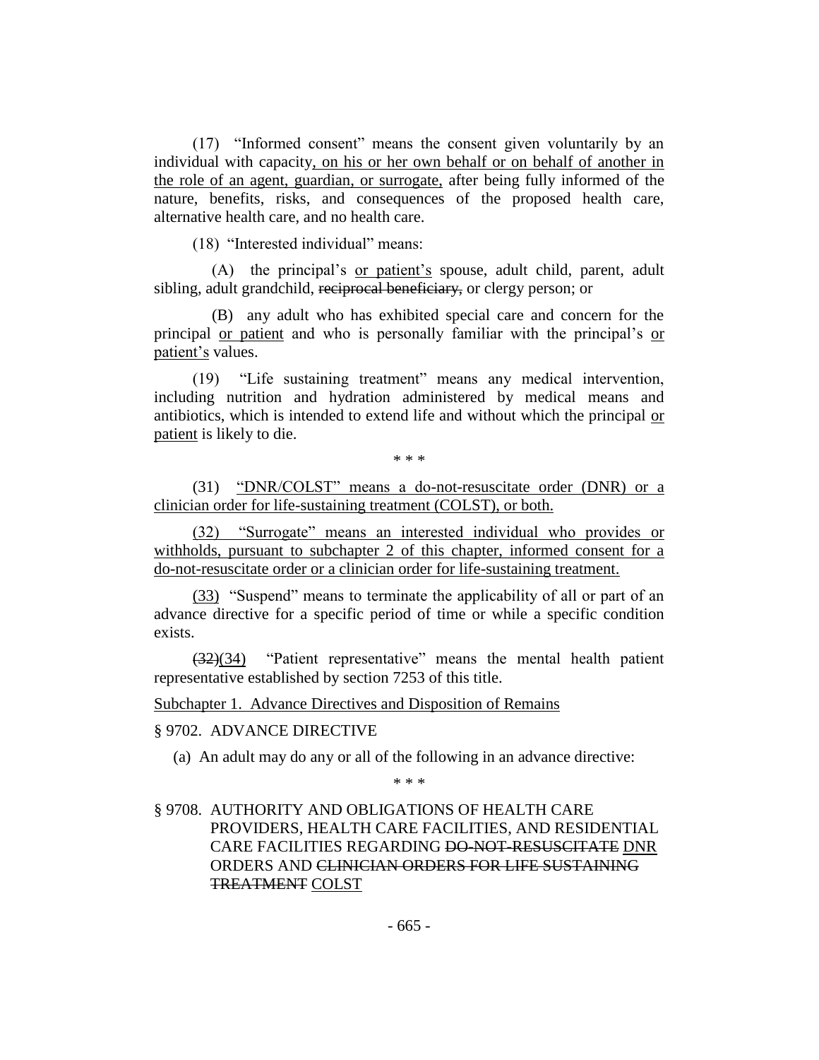(17) "Informed consent" means the consent given voluntarily by an individual with capacity<u>, on his or her own behalf or on behalf of another in the role of an agent, guardian, or surrogate,</u> after being fully informed of the nature, benefits, risks, and consequences of the proposed health care, alternative health care, and no health care.

(18) "Interested individual" means:

(A) the principal's <u>or patient's</u> spouse, adult child, parent, adult sibling, adult grandchild, ~~reciprocal beneficiary,~~ or clergy person; or

(B) any adult who has exhibited special care and concern for the principal <u>or patient</u> and who is personally familiar with the principal's <u>or patient's</u> values.

(19) "Life sustaining treatment" means any medical intervention, including nutrition and hydration administered by medical means and antibiotics, which is intended to extend life and without which the principal <u>or patient</u> is likely to die.

\* \* \*

(31) <u>"DNR/COLST" means a do-not-resuscitate order (DNR) or a clinician order for life-sustaining treatment (COLST), or both.</u>

<u>(32) "Surrogate" means an interested individual who provides or withholds, pursuant to subchapter 2 of this chapter, informed consent for a do-not-resuscitate order or a clinician order for life-sustaining treatment.</u>

<u>(33)</u> "Suspend" means to terminate the applicability of all or part of an advance directive for a specific period of time or while a specific condition exists.

~~(32)~~<u>(34)</u> "Patient representative" means the mental health patient representative established by section 7253 of this title.

<u>Subchapter 1. Advance Directives and Disposition of Remains</u>

§ 9702. ADVANCE DIRECTIVE

(a) An adult may do any or all of the following in an advance directive:

\* \* \*

§ 9708. AUTHORITY AND OBLIGATIONS OF HEALTH CARE PROVIDERS, HEALTH CARE FACILITIES, AND RESIDENTIAL CARE FACILITIES REGARDING ~~DO-NOT-RESUSCITATE~~ <u>DNR</u> ORDERS AND ~~CLINICIAN ORDERS FOR LIFE SUSTAINING TREATMENT~~ <u>COLST</u>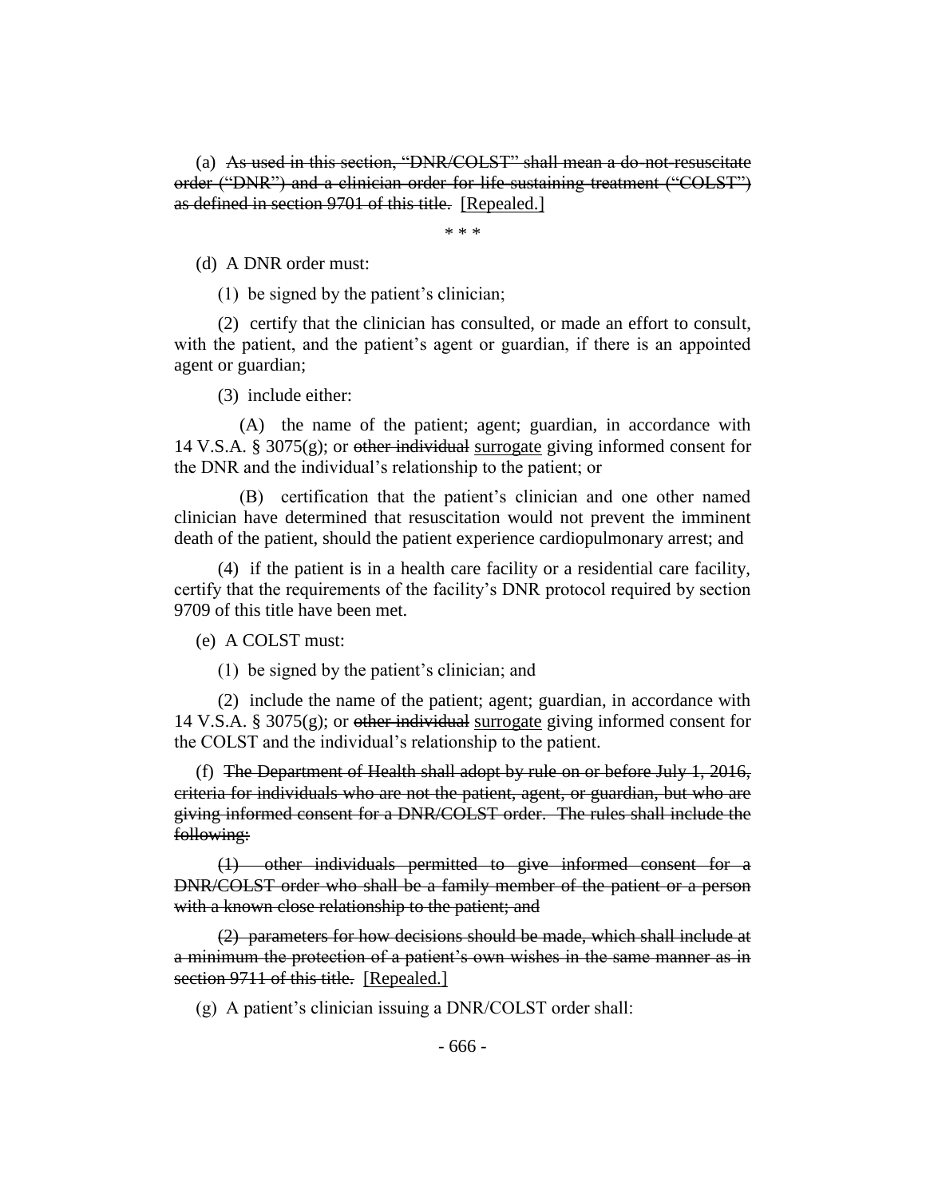(a) ~~As used in this section, "DNR/COLST" shall mean a do-not-resuscitate order ("DNR") and a clinician order for life-sustaining treatment ("COLST") as defined in section 9701 of this title.~~ <u>[Repealed.]</u>

\* \* \*

(d) A DNR order must:

(1) be signed by the patient's clinician;

(2) certify that the clinician has consulted, or made an effort to consult, with the patient, and the patient's agent or guardian, if there is an appointed agent or guardian;

(3) include either:

(A) the name of the patient; agent; guardian, in accordance with 14 V.S.A. § 3075(g); or ~~other individual~~ <u>surrogate</u> giving informed consent for the DNR and the individual's relationship to the patient; or

(B) certification that the patient's clinician and one other named clinician have determined that resuscitation would not prevent the imminent death of the patient, should the patient experience cardiopulmonary arrest; and

(4) if the patient is in a health care facility or a residential care facility, certify that the requirements of the facility's DNR protocol required by section 9709 of this title have been met.

(e) A COLST must:

(1) be signed by the patient's clinician; and

(2) include the name of the patient; agent; guardian, in accordance with 14 V.S.A. § 3075(g); or ~~other individual~~ <u>surrogate</u> giving informed consent for the COLST and the individual's relationship to the patient.

(f) ~~The Department of Health shall adopt by rule on or before July 1, 2016, criteria for individuals who are not the patient, agent, or guardian, but who are giving informed consent for a DNR/COLST order. The rules shall include the following:~~

~~(1) other individuals permitted to give informed consent for a DNR/COLST order who shall be a family member of the patient or a person with a known close relationship to the patient; and~~

~~(2) parameters for how decisions should be made, which shall include at a minimum the protection of a patient's own wishes in the same manner as in section 9711 of this title.~~ <u>[Repealed.]</u>

(g) A patient's clinician issuing a DNR/COLST order shall: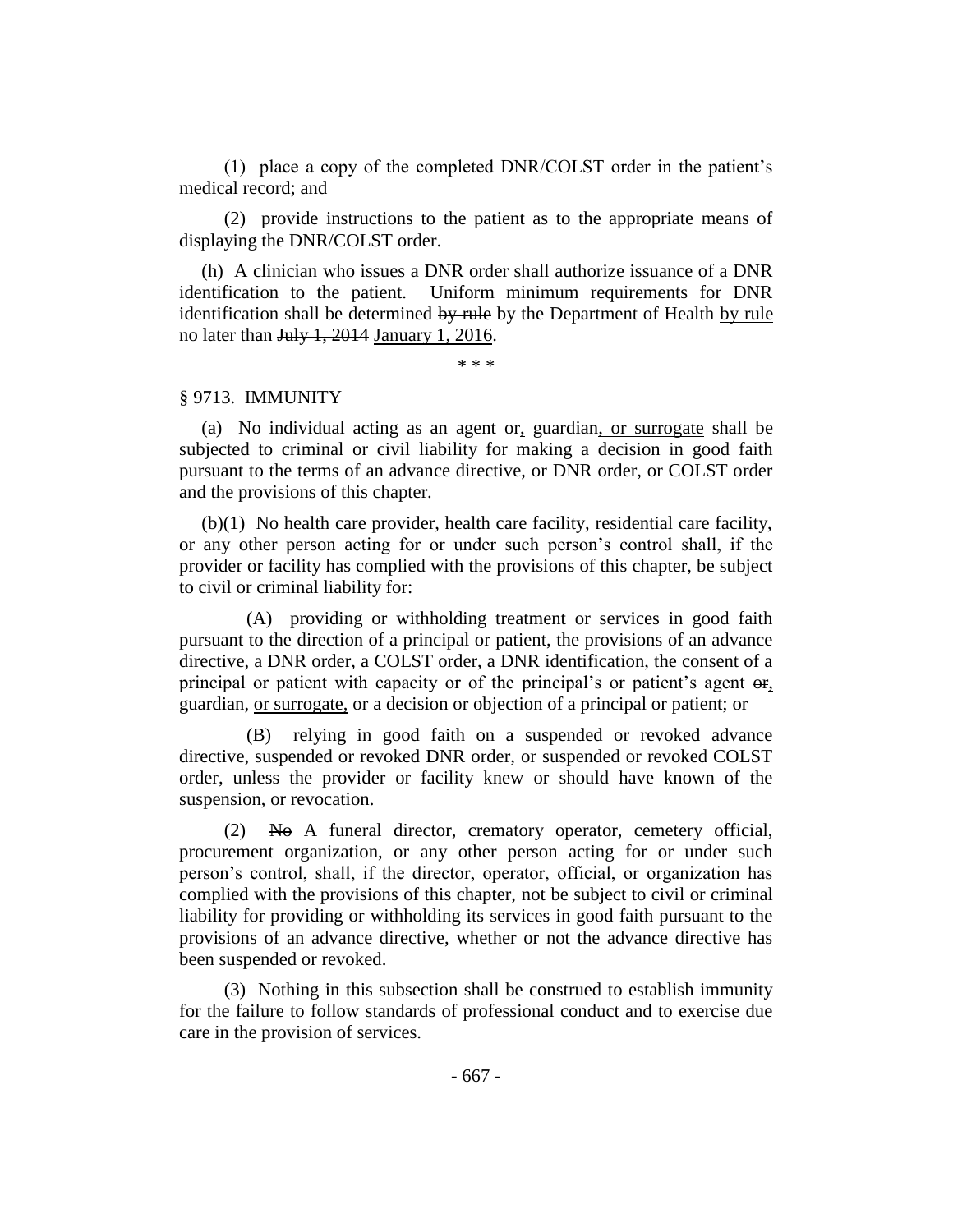(1) place a copy of the completed DNR/COLST order in the patient's medical record; and

(2) provide instructions to the patient as to the appropriate means of displaying the DNR/COLST order.

(h) A clinician who issues a DNR order shall authorize issuance of a DNR identification to the patient. Uniform minimum requirements for DNR identification shall be determined ~~by rule~~ by the Department of Health <u>by rule</u> no later than ~~July 1, 2014~~ <u>January 1, 2016</u>.

\* \* \*

§ 9713. IMMUNITY

(a) No individual acting as an agent ~~or~~<u>,</u> guardian<u>, or surrogate</u> shall be subjected to criminal or civil liability for making a decision in good faith pursuant to the terms of an advance directive, or DNR order, or COLST order and the provisions of this chapter.

(b)(1) No health care provider, health care facility, residential care facility, or any other person acting for or under such person's control shall, if the provider or facility has complied with the provisions of this chapter, be subject to civil or criminal liability for:

(A) providing or withholding treatment or services in good faith pursuant to the direction of a principal or patient, the provisions of an advance directive, a DNR order, a COLST order, a DNR identification, the consent of a principal or patient with capacity or of the principal's or patient's agent ~~or~~<u>,</u> guardian, <u>or surrogate,</u> or a decision or objection of a principal or patient; or

(B) relying in good faith on a suspended or revoked advance directive, suspended or revoked DNR order, or suspended or revoked COLST order, unless the provider or facility knew or should have known of the suspension, or revocation.

(2) ~~No~~ <u>A</u> funeral director, crematory operator, cemetery official, procurement organization, or any other person acting for or under such person's control, shall, if the director, operator, official, or organization has complied with the provisions of this chapter, <u>not</u> be subject to civil or criminal liability for providing or withholding its services in good faith pursuant to the provisions of an advance directive, whether or not the advance directive has been suspended or revoked.

(3) Nothing in this subsection shall be construed to establish immunity for the failure to follow standards of professional conduct and to exercise due care in the provision of services.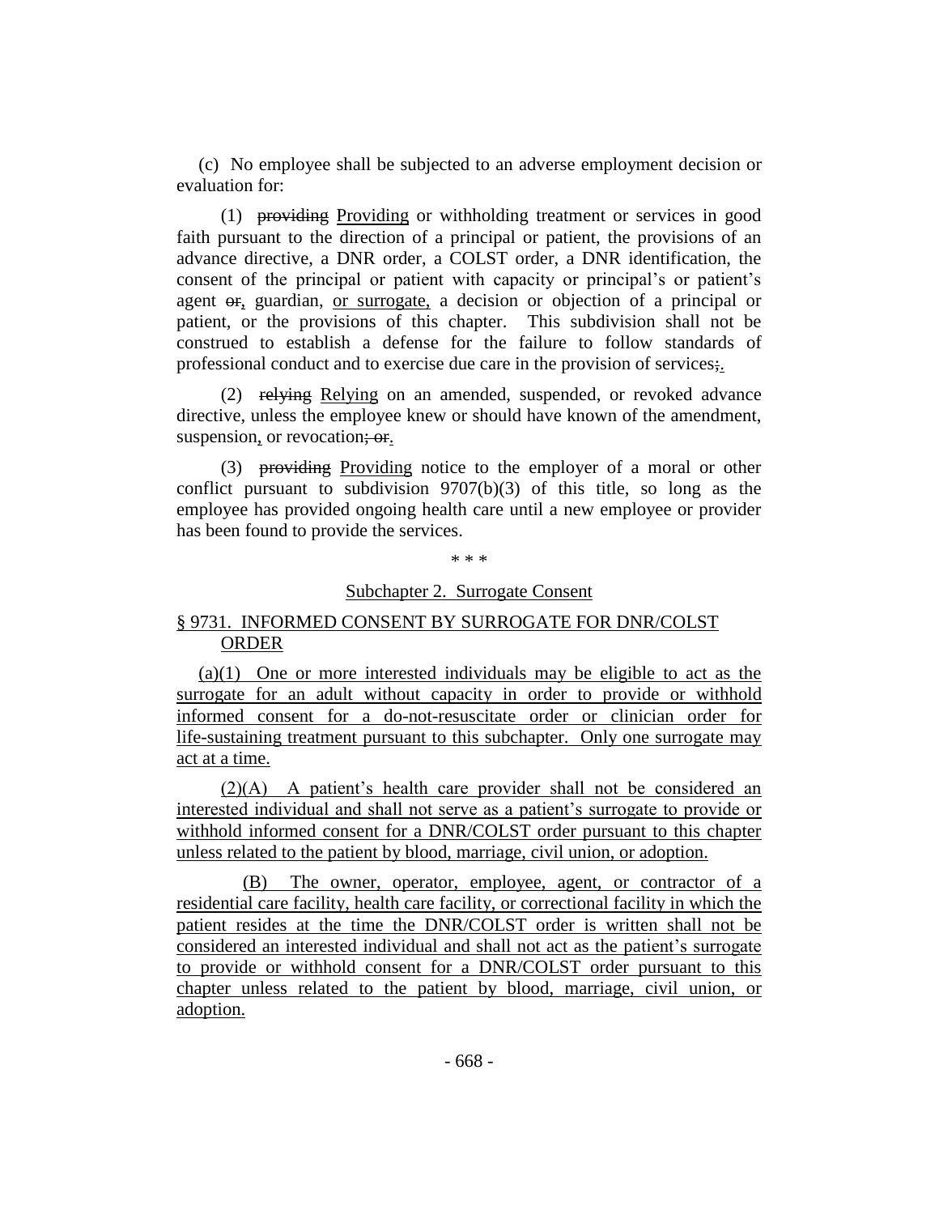(c) No employee shall be subjected to an adverse employment decision or evaluation for:

(1) ~~providing~~ Providing or withholding treatment or services in good faith pursuant to the direction of a principal or patient, the provisions of an advance directive, a DNR order, a COLST order, a DNR identification, the consent of the principal or patient with capacity or principal's or patient's agent ~~or~~, guardian, or surrogate, a decision or objection of a principal or patient, or the provisions of this chapter. This subdivision shall not be construed to establish a defense for the failure to follow standards of professional conduct and to exercise due care in the provision of services~~;~~.

(2) ~~relying~~ Relying on an amended, suspended, or revoked advance directive, unless the employee knew or should have known of the amendment, suspension, or revocation~~; or~~.

(3) ~~providing~~ Providing notice to the employer of a moral or other conflict pursuant to subdivision 9707(b)(3) of this title, so long as the employee has provided ongoing health care until a new employee or provider has been found to provide the services.

\* \* \*

Subchapter 2. Surrogate Consent

§ 9731. INFORMED CONSENT BY SURROGATE FOR DNR/COLST ORDER

(a)(1) One or more interested individuals may be eligible to act as the surrogate for an adult without capacity in order to provide or withhold informed consent for a do-not-resuscitate order or clinician order for life-sustaining treatment pursuant to this subchapter. Only one surrogate may act at a time.

(2)(A) A patient's health care provider shall not be considered an interested individual and shall not serve as a patient's surrogate to provide or withhold informed consent for a DNR/COLST order pursuant to this chapter unless related to the patient by blood, marriage, civil union, or adoption.

(B) The owner, operator, employee, agent, or contractor of a residential care facility, health care facility, or correctional facility in which the patient resides at the time the DNR/COLST order is written shall not be considered an interested individual and shall not act as the patient's surrogate to provide or withhold consent for a DNR/COLST order pursuant to this chapter unless related to the patient by blood, marriage, civil union, or adoption.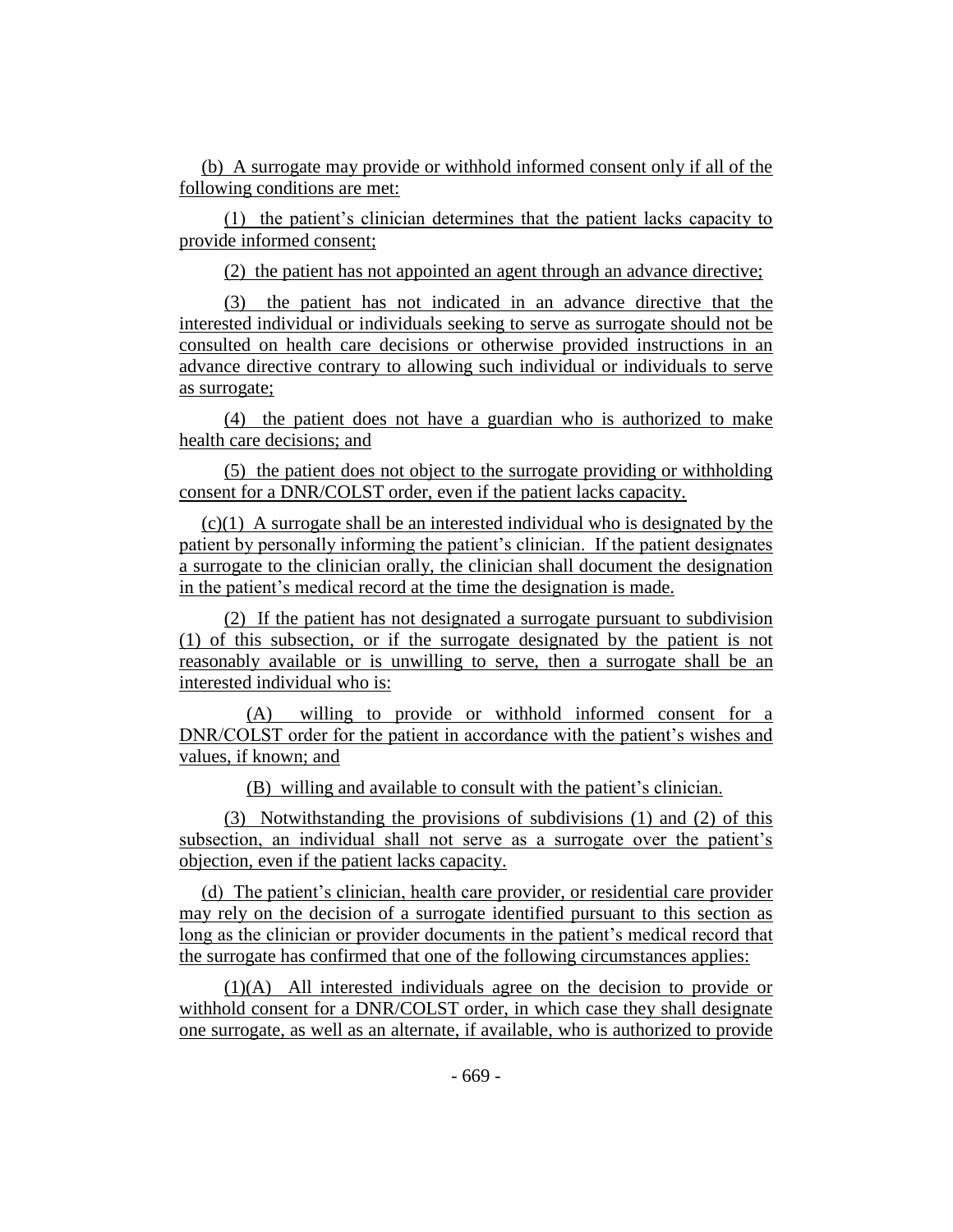(b) A surrogate may provide or withhold informed consent only if all of the following conditions are met:

(1) the patient's clinician determines that the patient lacks capacity to provide informed consent;

(2) the patient has not appointed an agent through an advance directive;

(3) the patient has not indicated in an advance directive that the interested individual or individuals seeking to serve as surrogate should not be consulted on health care decisions or otherwise provided instructions in an advance directive contrary to allowing such individual or individuals to serve as surrogate;

(4) the patient does not have a guardian who is authorized to make health care decisions; and

(5) the patient does not object to the surrogate providing or withholding consent for a DNR/COLST order, even if the patient lacks capacity.

(c)(1) A surrogate shall be an interested individual who is designated by the patient by personally informing the patient's clinician. If the patient designates a surrogate to the clinician orally, the clinician shall document the designation in the patient's medical record at the time the designation is made.

(2) If the patient has not designated a surrogate pursuant to subdivision (1) of this subsection, or if the surrogate designated by the patient is not reasonably available or is unwilling to serve, then a surrogate shall be an interested individual who is:

(A) willing to provide or withhold informed consent for a DNR/COLST order for the patient in accordance with the patient's wishes and values, if known; and

(B) willing and available to consult with the patient's clinician.

(3) Notwithstanding the provisions of subdivisions (1) and (2) of this subsection, an individual shall not serve as a surrogate over the patient's objection, even if the patient lacks capacity.

(d) The patient's clinician, health care provider, or residential care provider may rely on the decision of a surrogate identified pursuant to this section as long as the clinician or provider documents in the patient's medical record that the surrogate has confirmed that one of the following circumstances applies:

(1)(A) All interested individuals agree on the decision to provide or withhold consent for a DNR/COLST order, in which case they shall designate one surrogate, as well as an alternate, if available, who is authorized to provide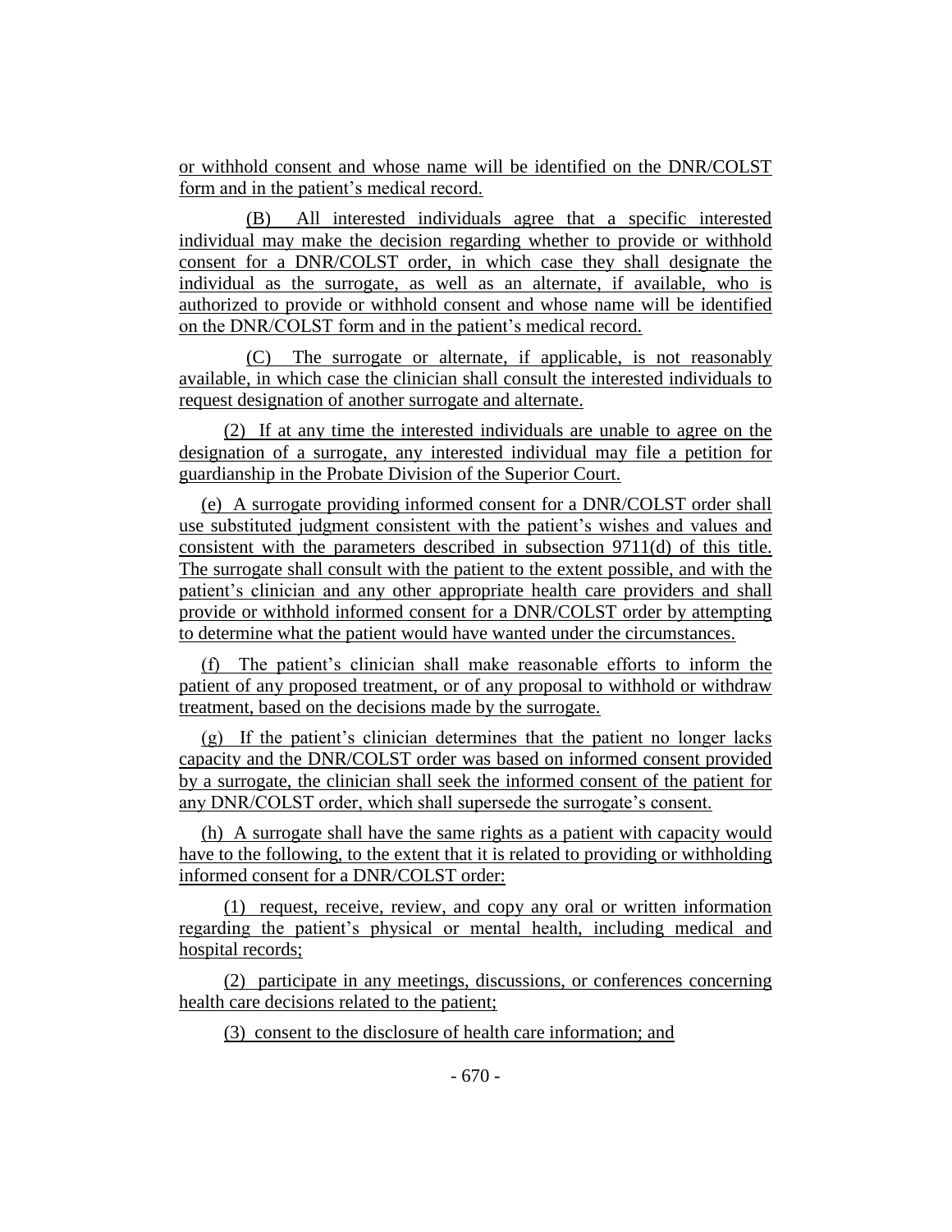or withhold consent and whose name will be identified on the DNR/COLST form and in the patient's medical record.

(B) All interested individuals agree that a specific interested individual may make the decision regarding whether to provide or withhold consent for a DNR/COLST order, in which case they shall designate the individual as the surrogate, as well as an alternate, if available, who is authorized to provide or withhold consent and whose name will be identified on the DNR/COLST form and in the patient's medical record.

(C) The surrogate or alternate, if applicable, is not reasonably available, in which case the clinician shall consult the interested individuals to request designation of another surrogate and alternate.

(2) If at any time the interested individuals are unable to agree on the designation of a surrogate, any interested individual may file a petition for guardianship in the Probate Division of the Superior Court.

(e) A surrogate providing informed consent for a DNR/COLST order shall use substituted judgment consistent with the patient's wishes and values and consistent with the parameters described in subsection 9711(d) of this title. The surrogate shall consult with the patient to the extent possible, and with the patient's clinician and any other appropriate health care providers and shall provide or withhold informed consent for a DNR/COLST order by attempting to determine what the patient would have wanted under the circumstances.

(f) The patient's clinician shall make reasonable efforts to inform the patient of any proposed treatment, or of any proposal to withhold or withdraw treatment, based on the decisions made by the surrogate.

(g) If the patient's clinician determines that the patient no longer lacks capacity and the DNR/COLST order was based on informed consent provided by a surrogate, the clinician shall seek the informed consent of the patient for any DNR/COLST order, which shall supersede the surrogate's consent.

(h) A surrogate shall have the same rights as a patient with capacity would have to the following, to the extent that it is related to providing or withholding informed consent for a DNR/COLST order:

(1) request, receive, review, and copy any oral or written information regarding the patient's physical or mental health, including medical and hospital records;

(2) participate in any meetings, discussions, or conferences concerning health care decisions related to the patient;

(3) consent to the disclosure of health care information; and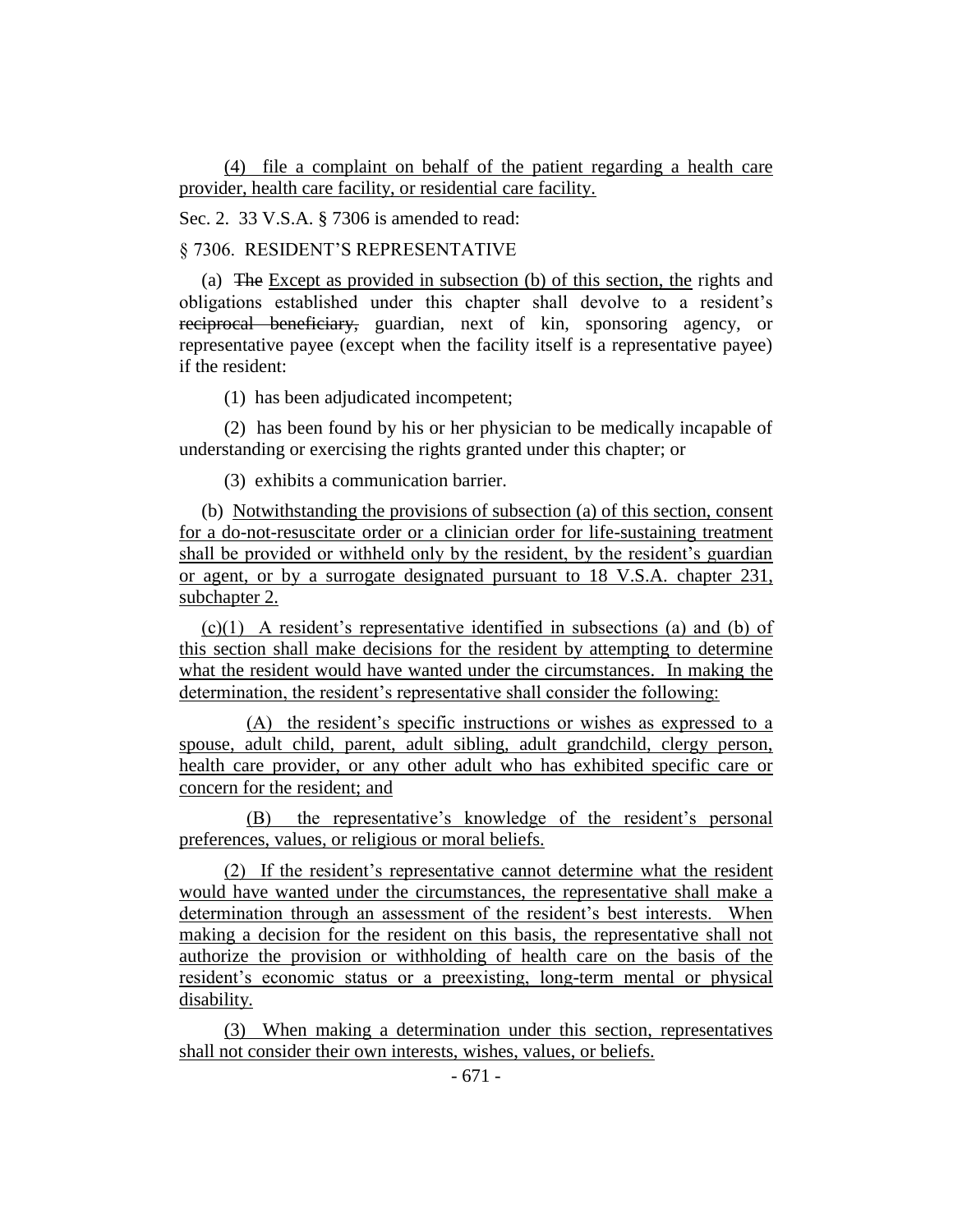(4) file a complaint on behalf of the patient regarding a health care provider, health care facility, or residential care facility.

Sec. 2. 33 V.S.A. § 7306 is amended to read:

§ 7306. RESIDENT'S REPRESENTATIVE

(a) ~~The~~ Except as provided in subsection (b) of this section, the rights and obligations established under this chapter shall devolve to a resident's ~~reciprocal beneficiary,~~ guardian, next of kin, sponsoring agency, or representative payee (except when the facility itself is a representative payee) if the resident:

(1) has been adjudicated incompetent;

(2) has been found by his or her physician to be medically incapable of understanding or exercising the rights granted under this chapter; or

(3) exhibits a communication barrier.

(b) Notwithstanding the provisions of subsection (a) of this section, consent for a do-not-resuscitate order or a clinician order for life-sustaining treatment shall be provided or withheld only by the resident, by the resident's guardian or agent, or by a surrogate designated pursuant to 18 V.S.A. chapter 231, subchapter 2.

(c)(1) A resident's representative identified in subsections (a) and (b) of this section shall make decisions for the resident by attempting to determine what the resident would have wanted under the circumstances. In making the determination, the resident's representative shall consider the following:

(A) the resident's specific instructions or wishes as expressed to a spouse, adult child, parent, adult sibling, adult grandchild, clergy person, health care provider, or any other adult who has exhibited specific care or concern for the resident; and

(B) the representative's knowledge of the resident's personal preferences, values, or religious or moral beliefs.

(2) If the resident's representative cannot determine what the resident would have wanted under the circumstances, the representative shall make a determination through an assessment of the resident's best interests. When making a decision for the resident on this basis, the representative shall not authorize the provision or withholding of health care on the basis of the resident's economic status or a preexisting, long-term mental or physical disability.

(3) When making a determination under this section, representatives shall not consider their own interests, wishes, values, or beliefs.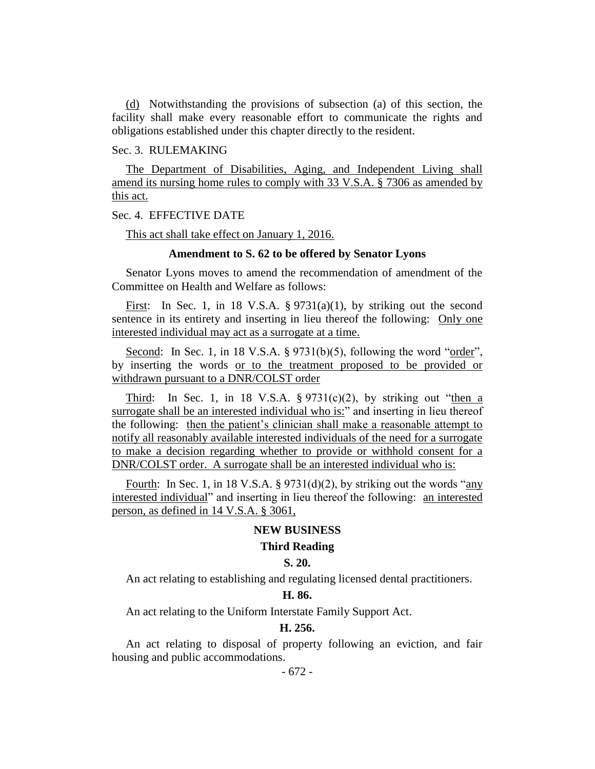(d) Notwithstanding the provisions of subsection (a) of this section, the facility shall make every reasonable effort to communicate the rights and obligations established under this chapter directly to the resident.

Sec. 3. RULEMAKING

The Department of Disabilities, Aging, and Independent Living shall amend its nursing home rules to comply with 33 V.S.A. § 7306 as amended by this act.

Sec. 4. EFFECTIVE DATE

This act shall take effect on January 1, 2016.

**Amendment to S. 62 to be offered by Senator Lyons**

Senator Lyons moves to amend the recommendation of amendment of the Committee on Health and Welfare as follows:

First: In Sec. 1, in 18 V.S.A. § 9731(a)(1), by striking out the second sentence in its entirety and inserting in lieu thereof the following: Only one interested individual may act as a surrogate at a time.

Second: In Sec. 1, in 18 V.S.A. § 9731(b)(5), following the word "order", by inserting the words or to the treatment proposed to be provided or withdrawn pursuant to a DNR/COLST order

Third: In Sec. 1, in 18 V.S.A. § 9731(c)(2), by striking out "then a surrogate shall be an interested individual who is:" and inserting in lieu thereof the following: then the patient's clinician shall make a reasonable attempt to notify all reasonably available interested individuals of the need for a surrogate to make a decision regarding whether to provide or withhold consent for a DNR/COLST order. A surrogate shall be an interested individual who is:

Fourth: In Sec. 1, in 18 V.S.A. § 9731(d)(2), by striking out the words "any interested individual" and inserting in lieu thereof the following: an interested person, as defined in 14 V.S.A. § 3061,

**NEW BUSINESS**

**Third Reading**

**S. 20.**

An act relating to establishing and regulating licensed dental practitioners.

**H. 86.**

An act relating to the Uniform Interstate Family Support Act.

**H. 256.**

An act relating to disposal of property following an eviction, and fair housing and public accommodations.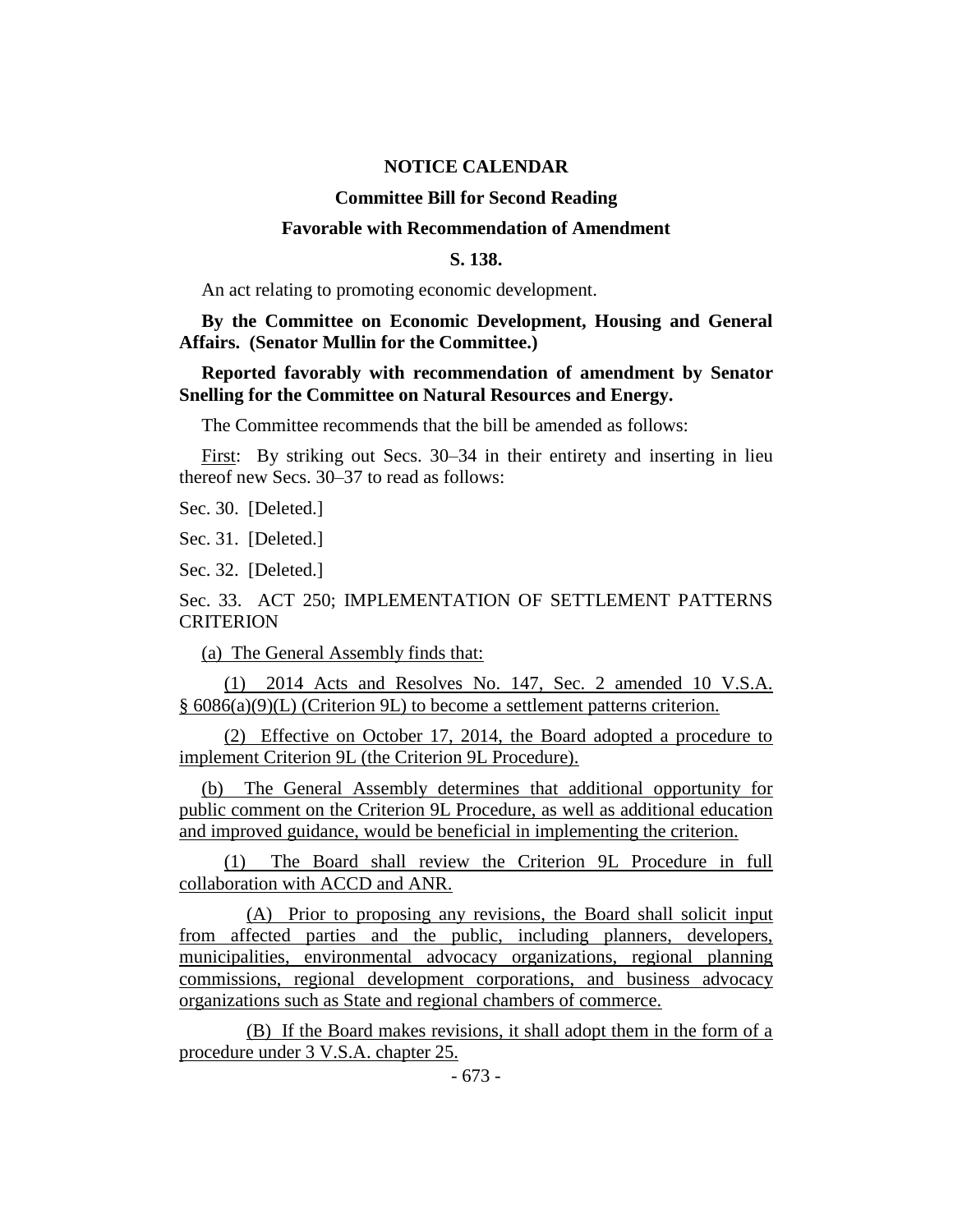**NOTICE CALENDAR**

**Committee Bill for Second Reading**

**Favorable with Recommendation of Amendment**

**S. 138.**

An act relating to promoting economic development.

**By the Committee on Economic Development, Housing and General Affairs. (Senator Mullin for the Committee.)**

**Reported favorably with recommendation of amendment by Senator Snelling for the Committee on Natural Resources and Energy.**

The Committee recommends that the bill be amended as follows:

First: By striking out Secs. 30–34 in their entirety and inserting in lieu thereof new Secs. 30–37 to read as follows:

Sec. 30. [Deleted.]

Sec. 31. [Deleted.]

Sec. 32. [Deleted.]

Sec. 33. ACT 250; IMPLEMENTATION OF SETTLEMENT PATTERNS CRITERION

(a) The General Assembly finds that:

(1) 2014 Acts and Resolves No. 147, Sec. 2 amended 10 V.S.A. § 6086(a)(9)(L) (Criterion 9L) to become a settlement patterns criterion.

(2) Effective on October 17, 2014, the Board adopted a procedure to implement Criterion 9L (the Criterion 9L Procedure).

(b) The General Assembly determines that additional opportunity for public comment on the Criterion 9L Procedure, as well as additional education and improved guidance, would be beneficial in implementing the criterion.

(1) The Board shall review the Criterion 9L Procedure in full collaboration with ACCD and ANR.

(A) Prior to proposing any revisions, the Board shall solicit input from affected parties and the public, including planners, developers, municipalities, environmental advocacy organizations, regional planning commissions, regional development corporations, and business advocacy organizations such as State and regional chambers of commerce.

(B) If the Board makes revisions, it shall adopt them in the form of a procedure under 3 V.S.A. chapter 25.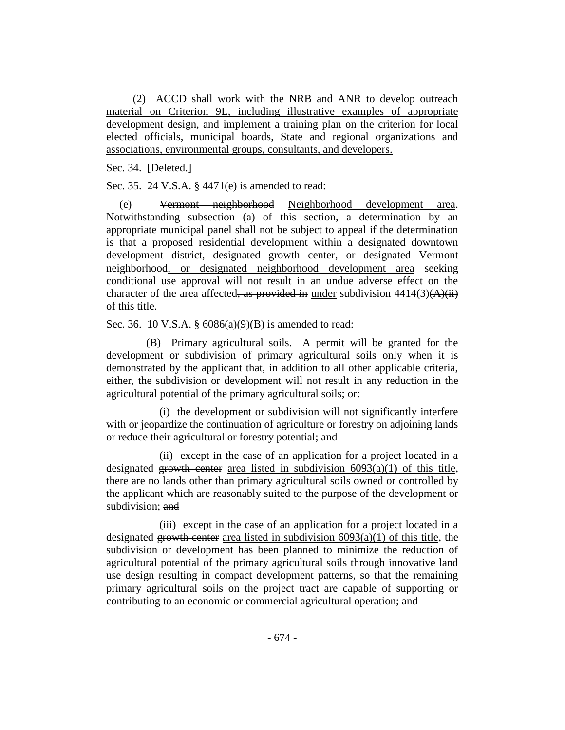(2) ACCD shall work with the NRB and ANR to develop outreach material on Criterion 9L, including illustrative examples of appropriate development design, and implement a training plan on the criterion for local elected officials, municipal boards, State and regional organizations and associations, environmental groups, consultants, and developers.

Sec. 34. [Deleted.]

Sec. 35. 24 V.S.A. § 4471(e) is amended to read:

(e) ~~Vermont neighborhood~~ Neighborhood development area. Notwithstanding subsection (a) of this section, a determination by an appropriate municipal panel shall not be subject to appeal if the determination is that a proposed residential development within a designated downtown development district, designated growth center, ~~or~~ designated Vermont neighborhood, or designated neighborhood development area seeking conditional use approval will not result in an undue adverse effect on the character of the area affected~~, as provided in~~ under subdivision 4414(3)~~(A)(ii)~~ of this title.

Sec. 36. 10 V.S.A. § 6086(a)(9)(B) is amended to read:

(B) Primary agricultural soils. A permit will be granted for the development or subdivision of primary agricultural soils only when it is demonstrated by the applicant that, in addition to all other applicable criteria, either, the subdivision or development will not result in any reduction in the agricultural potential of the primary agricultural soils; or:

(i) the development or subdivision will not significantly interfere with or jeopardize the continuation of agriculture or forestry on adjoining lands or reduce their agricultural or forestry potential; ~~and~~

(ii) except in the case of an application for a project located in a designated ~~growth center~~ area listed in subdivision 6093(a)(1) of this title, there are no lands other than primary agricultural soils owned or controlled by the applicant which are reasonably suited to the purpose of the development or subdivision; ~~and~~

(iii) except in the case of an application for a project located in a designated ~~growth center~~ area listed in subdivision 6093(a)(1) of this title, the subdivision or development has been planned to minimize the reduction of agricultural potential of the primary agricultural soils through innovative land use design resulting in compact development patterns, so that the remaining primary agricultural soils on the project tract are capable of supporting or contributing to an economic or commercial agricultural operation; and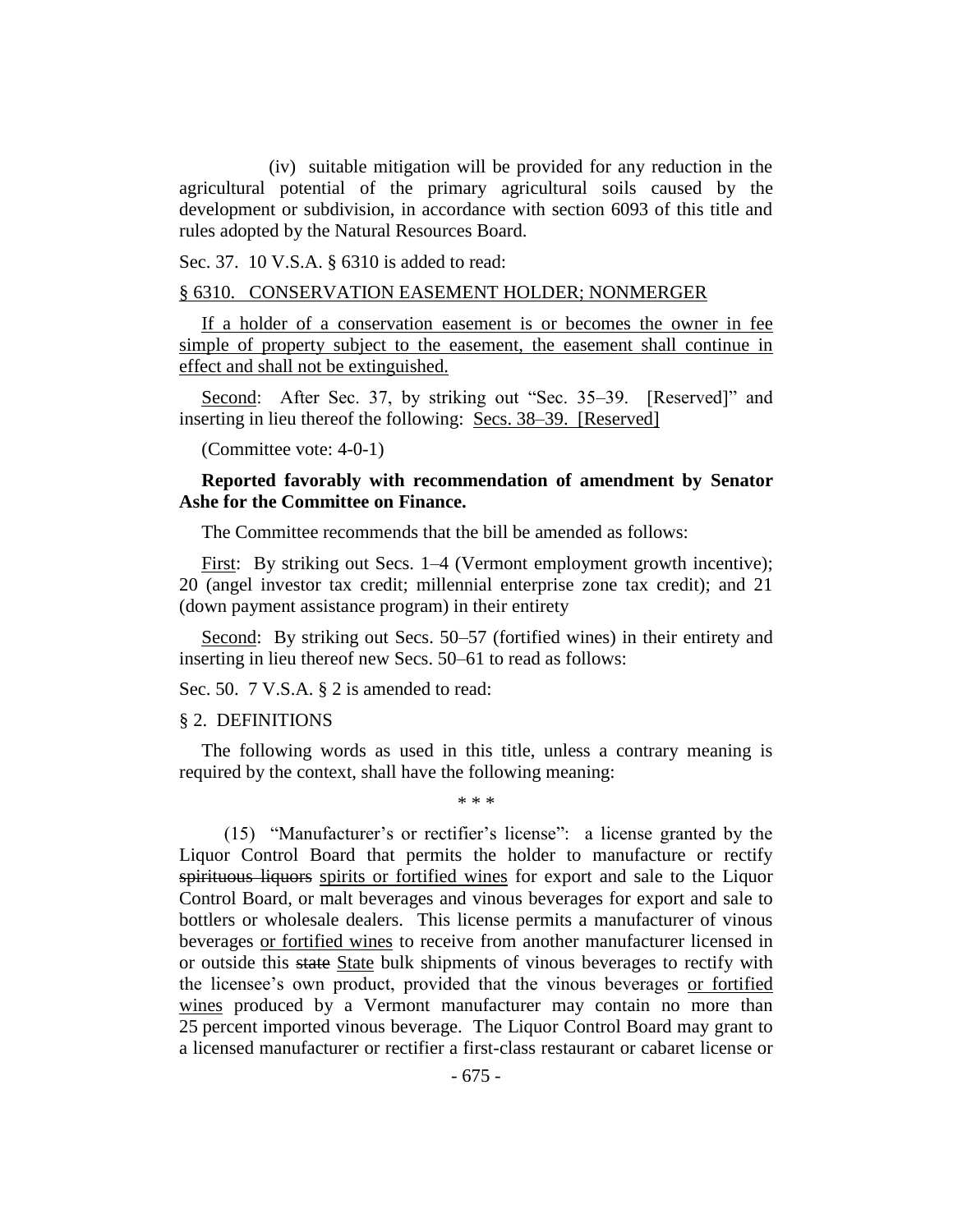(iv) suitable mitigation will be provided for any reduction in the agricultural potential of the primary agricultural soils caused by the development or subdivision, in accordance with section 6093 of this title and rules adopted by the Natural Resources Board.

Sec. 37. 10 V.S.A. § 6310 is added to read:

§ 6310. CONSERVATION EASEMENT HOLDER; NONMERGER

If a holder of a conservation easement is or becomes the owner in fee simple of property subject to the easement, the easement shall continue in effect and shall not be extinguished.

Second: After Sec. 37, by striking out "Sec. 35–39. [Reserved]" and inserting in lieu thereof the following: Secs. 38–39. [Reserved]

(Committee vote: 4-0-1)

**Reported favorably with recommendation of amendment by Senator Ashe for the Committee on Finance.**

The Committee recommends that the bill be amended as follows:

First: By striking out Secs. 1–4 (Vermont employment growth incentive); 20 (angel investor tax credit; millennial enterprise zone tax credit); and 21 (down payment assistance program) in their entirety

Second: By striking out Secs. 50–57 (fortified wines) in their entirety and inserting in lieu thereof new Secs. 50–61 to read as follows:

Sec. 50. 7 V.S.A. § 2 is amended to read:

§ 2. DEFINITIONS

The following words as used in this title, unless a contrary meaning is required by the context, shall have the following meaning:

\* \* \*

(15) "Manufacturer's or rectifier's license": a license granted by the Liquor Control Board that permits the holder to manufacture or rectify ~~spirituous liquors~~ spirits or fortified wines for export and sale to the Liquor Control Board, or malt beverages and vinous beverages for export and sale to bottlers or wholesale dealers. This license permits a manufacturer of vinous beverages or fortified wines to receive from another manufacturer licensed in or outside this ~~state~~ State bulk shipments of vinous beverages to rectify with the licensee's own product, provided that the vinous beverages or fortified wines produced by a Vermont manufacturer may contain no more than 25 percent imported vinous beverage. The Liquor Control Board may grant to a licensed manufacturer or rectifier a first-class restaurant or cabaret license or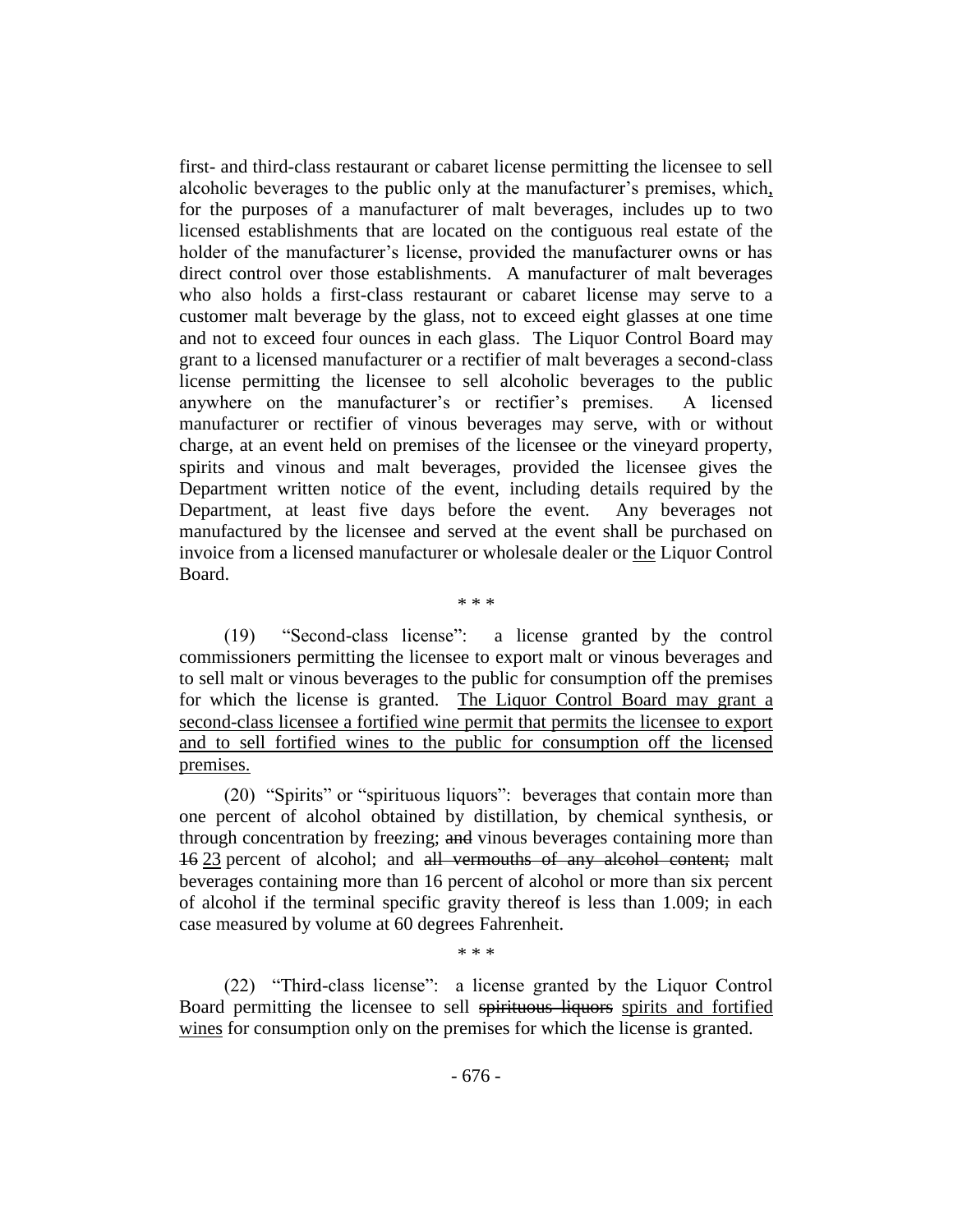first- and third-class restaurant or cabaret license permitting the licensee to sell alcoholic beverages to the public only at the manufacturer's premises, which, for the purposes of a manufacturer of malt beverages, includes up to two licensed establishments that are located on the contiguous real estate of the holder of the manufacturer's license, provided the manufacturer owns or has direct control over those establishments. A manufacturer of malt beverages who also holds a first-class restaurant or cabaret license may serve to a customer malt beverage by the glass, not to exceed eight glasses at one time and not to exceed four ounces in each glass. The Liquor Control Board may grant to a licensed manufacturer or a rectifier of malt beverages a second-class license permitting the licensee to sell alcoholic beverages to the public anywhere on the manufacturer's or rectifier's premises. A licensed manufacturer or rectifier of vinous beverages may serve, with or without charge, at an event held on premises of the licensee or the vineyard property, spirits and vinous and malt beverages, provided the licensee gives the Department written notice of the event, including details required by the Department, at least five days before the event. Any beverages not manufactured by the licensee and served at the event shall be purchased on invoice from a licensed manufacturer or wholesale dealer or <u>the</u> Liquor Control Board.

\* \* \*

(19) "Second-class license": a license granted by the control commissioners permitting the licensee to export malt or vinous beverages and to sell malt or vinous beverages to the public for consumption off the premises for which the license is granted. <u>The Liquor Control Board may grant a second-class licensee a fortified wine permit that permits the licensee to export and to sell fortified wines to the public for consumption off the licensed premises.</u>

(20) "Spirits" or "spirituous liquors": beverages that contain more than one percent of alcohol obtained by distillation, by chemical synthesis, or through concentration by freezing; ~~and~~ vinous beverages containing more than ~~16~~ <u>23</u> percent of alcohol; and ~~all vermouths of any alcohol content;~~ malt beverages containing more than 16 percent of alcohol or more than six percent of alcohol if the terminal specific gravity thereof is less than 1.009; in each case measured by volume at 60 degrees Fahrenheit.

\* \* \*

(22) "Third-class license": a license granted by the Liquor Control Board permitting the licensee to sell ~~spirituous liquors~~ <u>spirits and fortified wines</u> for consumption only on the premises for which the license is granted.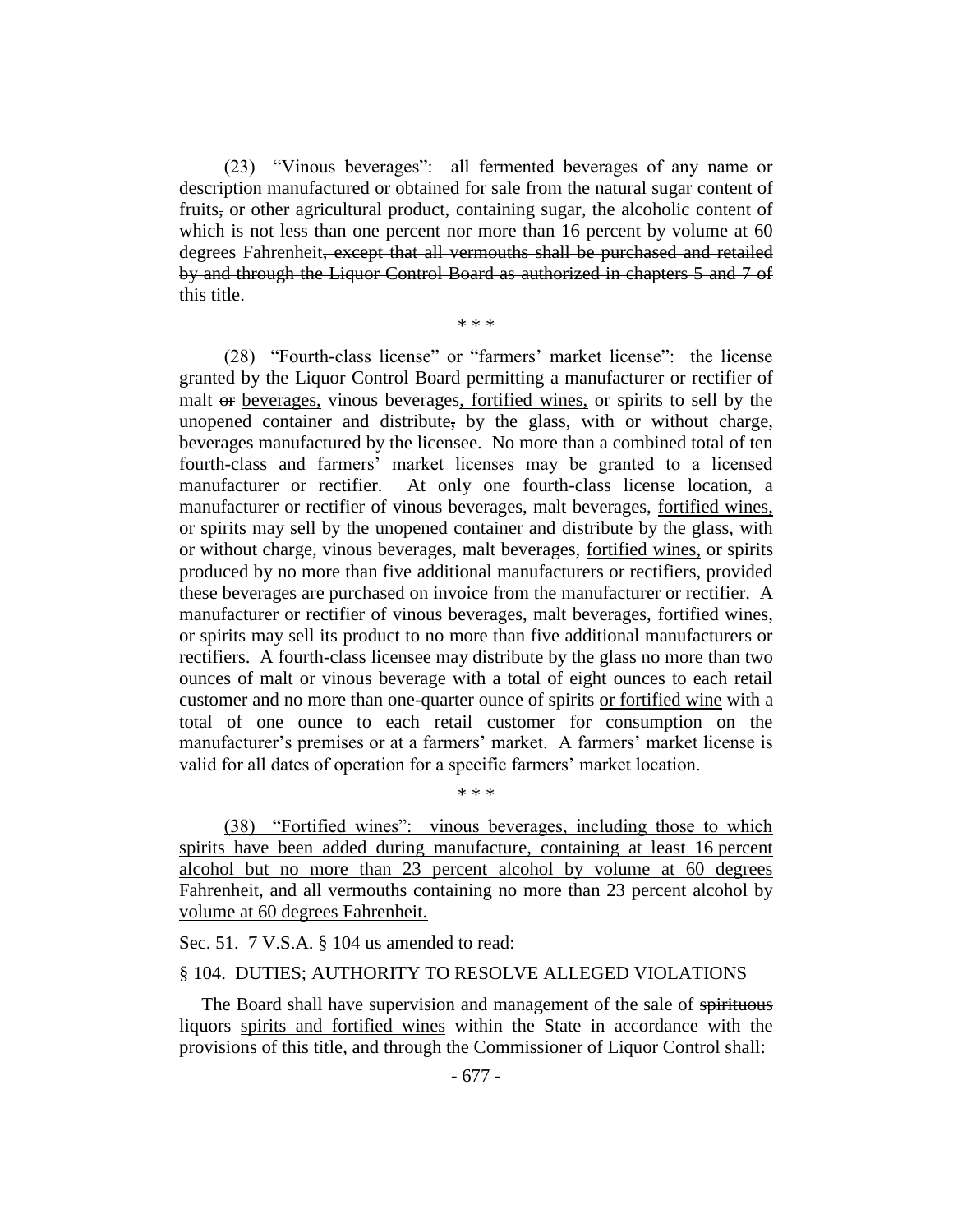(23) "Vinous beverages": all fermented beverages of any name or description manufactured or obtained for sale from the natural sugar content of fruits~~,~~ or other agricultural product, containing sugar, the alcoholic content of which is not less than one percent nor more than 16 percent by volume at 60 degrees Fahrenheit~~, except that all vermouths shall be purchased and retailed by and through the Liquor Control Board as authorized in chapters 5 and 7 of this title~~.

\* \* \*

(28) "Fourth-class license" or "farmers' market license": the license granted by the Liquor Control Board permitting a manufacturer or rectifier of malt ~~or~~ <u>beverages,</u> vinous beverages<u>, fortified wines,</u> or spirits to sell by the unopened container and distribute~~,~~ by the glass<u>,</u> with or without charge, beverages manufactured by the licensee. No more than a combined total of ten fourth-class and farmers' market licenses may be granted to a licensed manufacturer or rectifier. At only one fourth-class license location, a manufacturer or rectifier of vinous beverages, malt beverages, <u>fortified wines,</u> or spirits may sell by the unopened container and distribute by the glass, with or without charge, vinous beverages, malt beverages, <u>fortified wines,</u> or spirits produced by no more than five additional manufacturers or rectifiers, provided these beverages are purchased on invoice from the manufacturer or rectifier. A manufacturer or rectifier of vinous beverages, malt beverages, <u>fortified wines,</u> or spirits may sell its product to no more than five additional manufacturers or rectifiers. A fourth-class licensee may distribute by the glass no more than two ounces of malt or vinous beverage with a total of eight ounces to each retail customer and no more than one-quarter ounce of spirits <u>or fortified wine</u> with a total of one ounce to each retail customer for consumption on the manufacturer's premises or at a farmers' market. A farmers' market license is valid for all dates of operation for a specific farmers' market location.

\* \* \*

<u>(38) "Fortified wines": vinous beverages, including those to which spirits have been added during manufacture, containing at least 16 percent alcohol but no more than 23 percent alcohol by volume at 60 degrees Fahrenheit, and all vermouths containing no more than 23 percent alcohol by volume at 60 degrees Fahrenheit.</u>

Sec. 51. 7 V.S.A. § 104 us amended to read:

§ 104. DUTIES; AUTHORITY TO RESOLVE ALLEGED VIOLATIONS

The Board shall have supervision and management of the sale of ~~spirituous liquors~~ <u>spirits and fortified wines</u> within the State in accordance with the provisions of this title, and through the Commissioner of Liquor Control shall: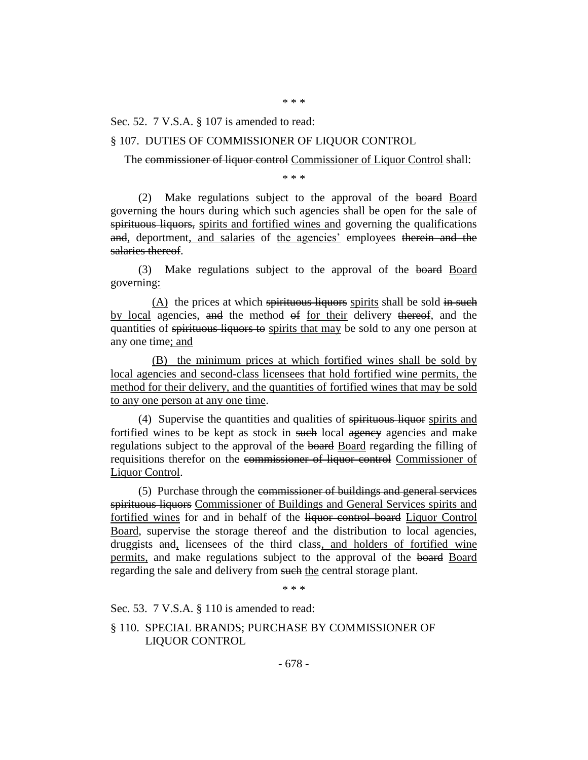\* \* \*

Sec. 52. 7 V.S.A. § 107 is amended to read:

§ 107. DUTIES OF COMMISSIONER OF LIQUOR CONTROL

The ~~commissioner of liquor control~~ Commissioner of Liquor Control shall:

\* \* \*

(2) Make regulations subject to the approval of the ~~board~~ Board governing the hours during which such agencies shall be open for the sale of ~~spirituous liquors,~~ spirits and fortified wines and governing the qualifications ~~and~~, deportment, and salaries of the agencies' employees ~~therein and the salaries thereof~~.

(3) Make regulations subject to the approval of the ~~board~~ Board governing:

(A) the prices at which ~~spirituous liquors~~ spirits shall be sold ~~in such~~ by local agencies, ~~and~~ the method ~~of~~ for their delivery ~~thereof~~, and the quantities of ~~spirituous liquors to~~ spirits that may be sold to any one person at any one time; and

(B) the minimum prices at which fortified wines shall be sold by local agencies and second-class licensees that hold fortified wine permits, the method for their delivery, and the quantities of fortified wines that may be sold to any one person at any one time.

(4) Supervise the quantities and qualities of ~~spirituous liquor~~ spirits and fortified wines to be kept as stock in ~~such~~ local ~~agency~~ agencies and make regulations subject to the approval of the ~~board~~ Board regarding the filling of requisitions therefor on the ~~commissioner of liquor control~~ Commissioner of Liquor Control.

(5) Purchase through the ~~commissioner of buildings and general services spirituous liquors~~ Commissioner of Buildings and General Services spirits and fortified wines for and in behalf of the ~~liquor control board~~ Liquor Control Board, supervise the storage thereof and the distribution to local agencies, druggists ~~and~~, licensees of the third class, and holders of fortified wine permits, and make regulations subject to the approval of the ~~board~~ Board regarding the sale and delivery from ~~such~~ the central storage plant.

\* \* \*

Sec. 53. 7 V.S.A. § 110 is amended to read:

§ 110. SPECIAL BRANDS; PURCHASE BY COMMISSIONER OF LIQUOR CONTROL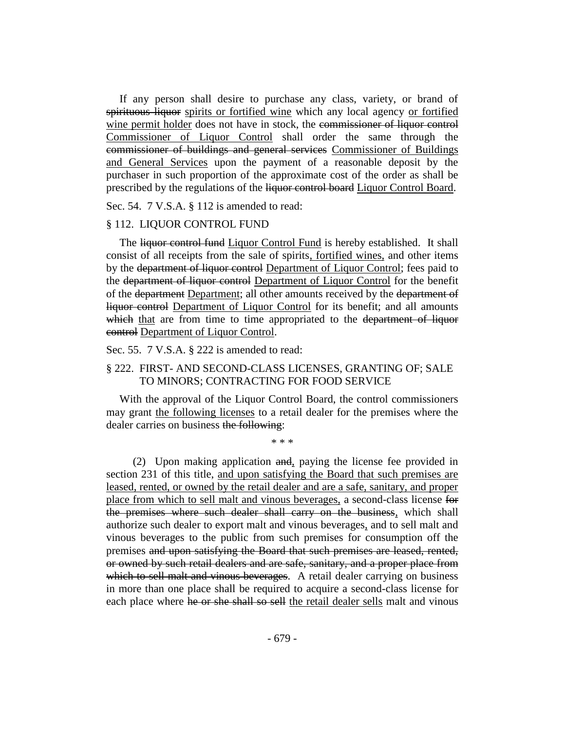If any person shall desire to purchase any class, variety, or brand of ~~spirituous liquor~~ spirits or fortified wine which any local agency or fortified wine permit holder does not have in stock, the ~~commissioner of liquor control~~ Commissioner of Liquor Control shall order the same through the ~~commissioner of buildings and general services~~ Commissioner of Buildings and General Services upon the payment of a reasonable deposit by the purchaser in such proportion of the approximate cost of the order as shall be prescribed by the regulations of the ~~liquor control board~~ Liquor Control Board.

Sec. 54. 7 V.S.A. § 112 is amended to read:

§ 112. LIQUOR CONTROL FUND

The ~~liquor control fund~~ Liquor Control Fund is hereby established. It shall consist of all receipts from the sale of spirits, fortified wines, and other items by the ~~department of liquor control~~ Department of Liquor Control; fees paid to the ~~department of liquor control~~ Department of Liquor Control for the benefit of the ~~department~~ Department; all other amounts received by the ~~department of liquor control~~ Department of Liquor Control for its benefit; and all amounts ~~which~~ that are from time to time appropriated to the ~~department of liquor control~~ Department of Liquor Control.

Sec. 55. 7 V.S.A. § 222 is amended to read:

§ 222. FIRST- AND SECOND-CLASS LICENSES, GRANTING OF; SALE TO MINORS; CONTRACTING FOR FOOD SERVICE

With the approval of the Liquor Control Board, the control commissioners may grant the following licenses to a retail dealer for the premises where the dealer carries on business ~~the following~~:

\* \* \*

(2) Upon making application ~~and~~, paying the license fee provided in section 231 of this title, and upon satisfying the Board that such premises are leased, rented, or owned by the retail dealer and are a safe, sanitary, and proper place from which to sell malt and vinous beverages, a second-class license ~~for the premises where such dealer shall carry on the business~~, which shall authorize such dealer to export malt and vinous beverages, and to sell malt and vinous beverages to the public from such premises for consumption off the premises ~~and upon satisfying the Board that such premises are leased, rented, or owned by such retail dealers and are safe, sanitary, and a proper place from which to sell malt and vinous beverages~~. A retail dealer carrying on business in more than one place shall be required to acquire a second-class license for each place where ~~he or she shall so sell~~ the retail dealer sells malt and vinous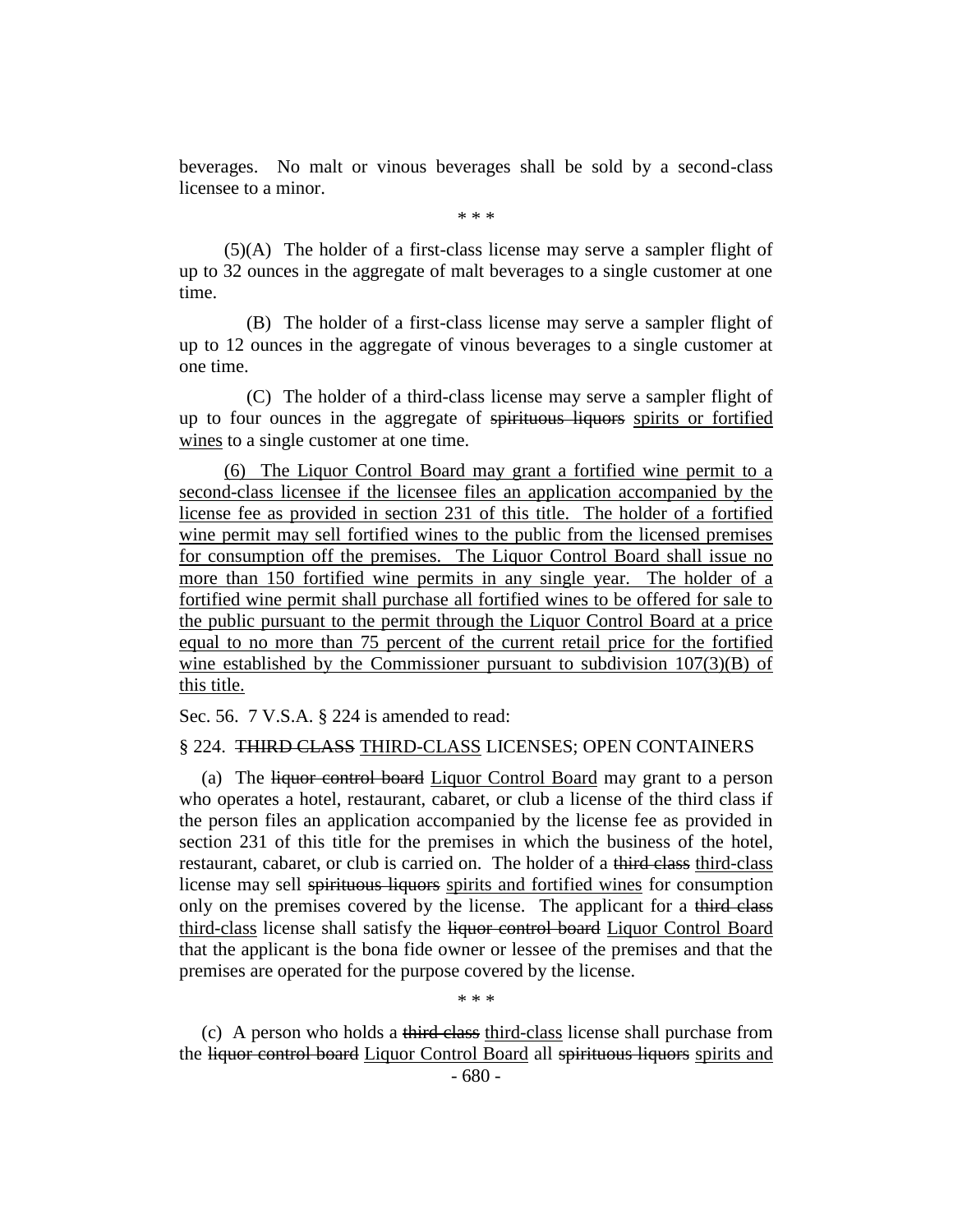beverages. No malt or vinous beverages shall be sold by a second-class licensee to a minor.

\* \* \*

(5)(A) The holder of a first-class license may serve a sampler flight of up to 32 ounces in the aggregate of malt beverages to a single customer at one time.

(B) The holder of a first-class license may serve a sampler flight of up to 12 ounces in the aggregate of vinous beverages to a single customer at one time.

(C) The holder of a third-class license may serve a sampler flight of up to four ounces in the aggregate of ~~spirituous liquors~~ <u>spirits or fortified wines</u> to a single customer at one time.

<u>(6) The Liquor Control Board may grant a fortified wine permit to a second-class licensee if the licensee files an application accompanied by the license fee as provided in section 231 of this title. The holder of a fortified wine permit may sell fortified wines to the public from the licensed premises for consumption off the premises. The Liquor Control Board shall issue no more than 150 fortified wine permits in any single year. The holder of a fortified wine permit shall purchase all fortified wines to be offered for sale to the public pursuant to the permit through the Liquor Control Board at a price equal to no more than 75 percent of the current retail price for the fortified wine established by the Commissioner pursuant to subdivision 107(3)(B) of this title.</u>

Sec. 56. 7 V.S.A. § 224 is amended to read:

§ 224. ~~THIRD CLASS~~ <u>THIRD-CLASS</u> LICENSES; OPEN CONTAINERS

(a) The ~~liquor control board~~ <u>Liquor Control Board</u> may grant to a person who operates a hotel, restaurant, cabaret, or club a license of the third class if the person files an application accompanied by the license fee as provided in section 231 of this title for the premises in which the business of the hotel, restaurant, cabaret, or club is carried on. The holder of a ~~third class~~ <u>third-class</u> license may sell ~~spirituous liquors~~ <u>spirits and fortified wines</u> for consumption only on the premises covered by the license. The applicant for a ~~third class~~ <u>third-class</u> license shall satisfy the ~~liquor control board~~ <u>Liquor Control Board</u> that the applicant is the bona fide owner or lessee of the premises and that the premises are operated for the purpose covered by the license.

\* \* \*

(c) A person who holds a ~~third class~~ <u>third-class</u> license shall purchase from the ~~liquor control board~~ <u>Liquor Control Board</u> all ~~spirituous liquors~~ <u>spirits and</u>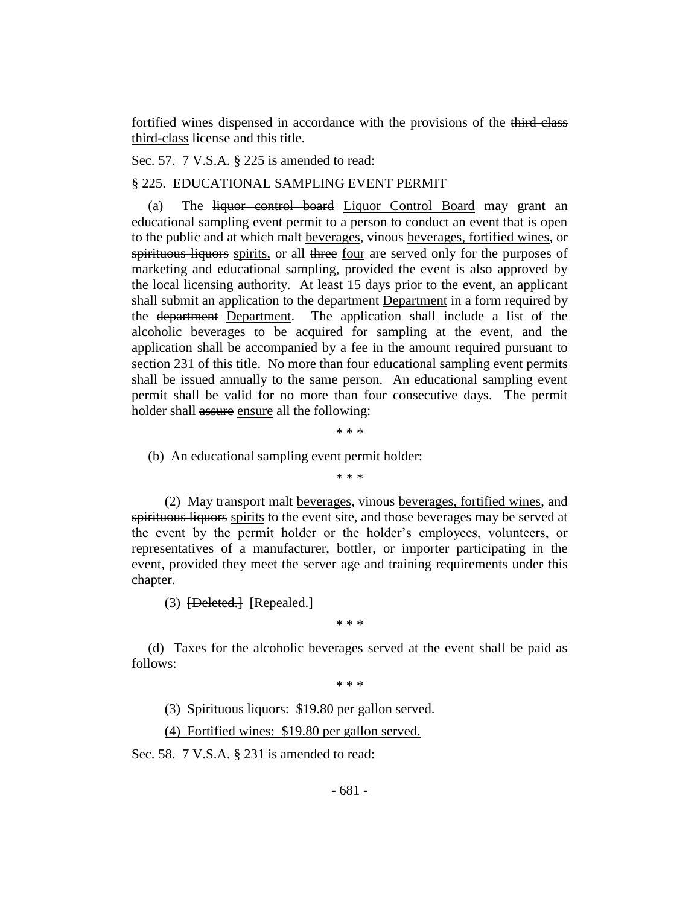<u>fortified wines</u> dispensed in accordance with the provisions of the ~~third class~~ <u>third-class</u> license and this title.

Sec. 57. 7 V.S.A. § 225 is amended to read:

§ 225. EDUCATIONAL SAMPLING EVENT PERMIT

(a) The ~~liquor control board~~ <u>Liquor Control Board</u> may grant an educational sampling event permit to a person to conduct an event that is open to the public and at which malt <u>beverages</u>, vinous <u>beverages, fortified wines</u>, or ~~spirituous liquors~~ <u>spirits,</u> or all ~~three~~ <u>four</u> are served only for the purposes of marketing and educational sampling, provided the event is also approved by the local licensing authority. At least 15 days prior to the event, an applicant shall submit an application to the ~~department~~ <u>Department</u> in a form required by the ~~department~~ <u>Department</u>. The application shall include a list of the alcoholic beverages to be acquired for sampling at the event, and the application shall be accompanied by a fee in the amount required pursuant to section 231 of this title. No more than four educational sampling event permits shall be issued annually to the same person. An educational sampling event permit shall be valid for no more than four consecutive days. The permit holder shall ~~assure~~ <u>ensure</u> all the following:

\* \* \*

(b) An educational sampling event permit holder:

\* \* \*

(2) May transport malt <u>beverages</u>, vinous <u>beverages, fortified wines</u>, and ~~spirituous liquors~~ <u>spirits</u> to the event site, and those beverages may be served at the event by the permit holder or the holder's employees, volunteers, or representatives of a manufacturer, bottler, or importer participating in the event, provided they meet the server age and training requirements under this chapter.

(3) ~~[Deleted.]~~ <u>[Repealed.]</u>

\* \* \*

(d) Taxes for the alcoholic beverages served at the event shall be paid as follows:

\* \* \*

(3) Spirituous liquors: $19.80 per gallon served.

<u>(4) Fortified wines: $19.80 per gallon served.</u>

Sec. 58. 7 V.S.A. § 231 is amended to read: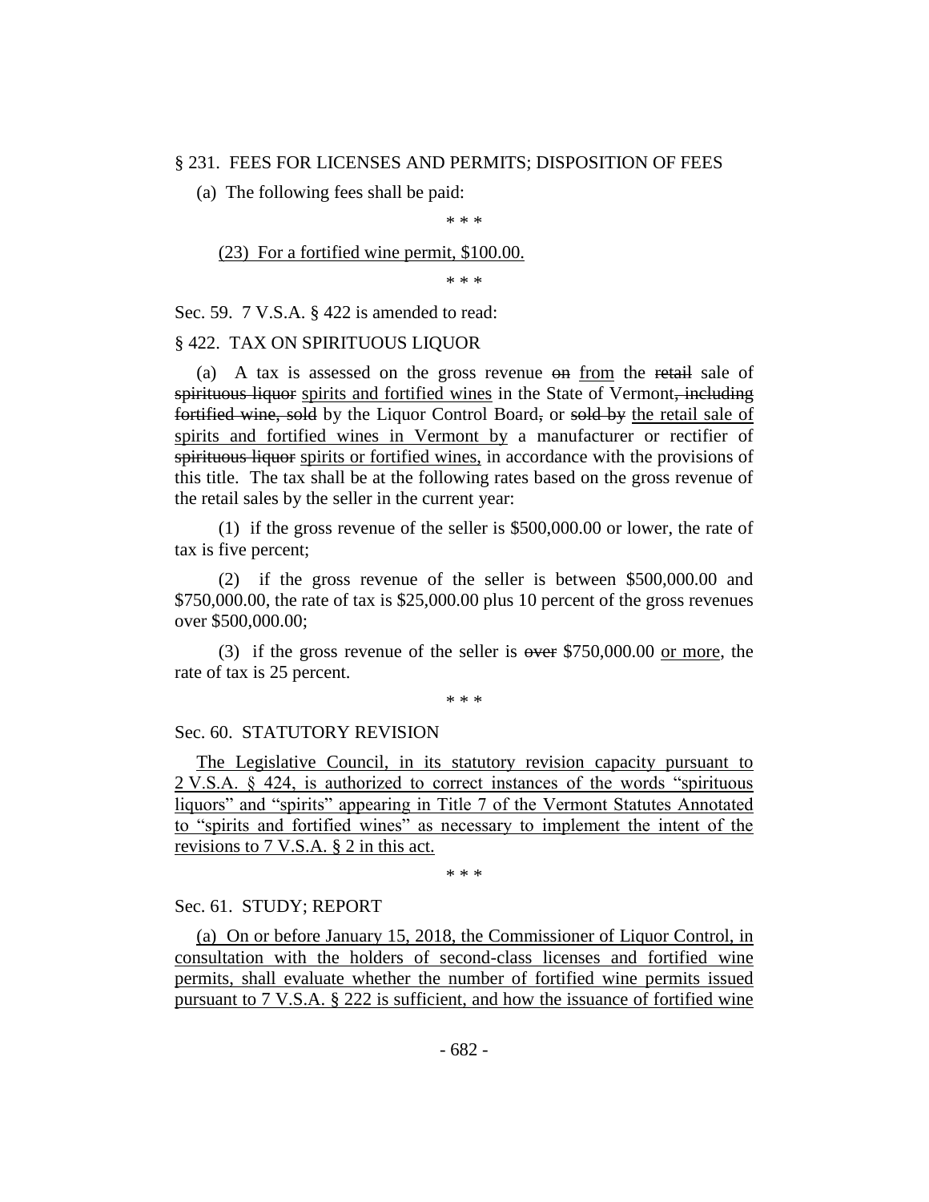§ 231. FEES FOR LICENSES AND PERMITS; DISPOSITION OF FEES

(a) The following fees shall be paid:

\* \* \*

<u>(23) For a fortified wine permit, $100.00.</u>

\* \* \*

Sec. 59. 7 V.S.A. § 422 is amended to read:

§ 422. TAX ON SPIRITUOUS LIQUOR

(a) A tax is assessed on the gross revenue ~~on~~ <u>from</u> the ~~retail~~ sale of ~~spirituous liquor~~ <u>spirits and fortified wines</u> in the State of Vermont~~, including fortified wine, sold~~ by the Liquor Control Board~~,~~ or ~~sold by~~ <u>the retail sale of spirits and fortified wines in Vermont by</u> a manufacturer or rectifier of ~~spirituous liquor~~ <u>spirits or fortified wines,</u> in accordance with the provisions of this title. The tax shall be at the following rates based on the gross revenue of the retail sales by the seller in the current year:

(1) if the gross revenue of the seller is $500,000.00 or lower, the rate of tax is five percent;

(2) if the gross revenue of the seller is between $500,000.00 and $750,000.00, the rate of tax is $25,000.00 plus 10 percent of the gross revenues over $500,000.00;

(3) if the gross revenue of the seller is ~~over~~ $750,000.00 <u>or more</u>, the rate of tax is 25 percent.

\* \* \*

Sec. 60. STATUTORY REVISION

<u>The Legislative Council, in its statutory revision capacity pursuant to 2 V.S.A. § 424, is authorized to correct instances of the words "spirituous liquors" and "spirits" appearing in Title 7 of the Vermont Statutes Annotated to "spirits and fortified wines" as necessary to implement the intent of the revisions to 7 V.S.A. § 2 in this act.</u>

\* \* \*

Sec. 61. STUDY; REPORT

<u>(a) On or before January 15, 2018, the Commissioner of Liquor Control, in consultation with the holders of second-class licenses and fortified wine permits, shall evaluate whether the number of fortified wine permits issued pursuant to 7 V.S.A. § 222 is sufficient, and how the issuance of fortified wine</u>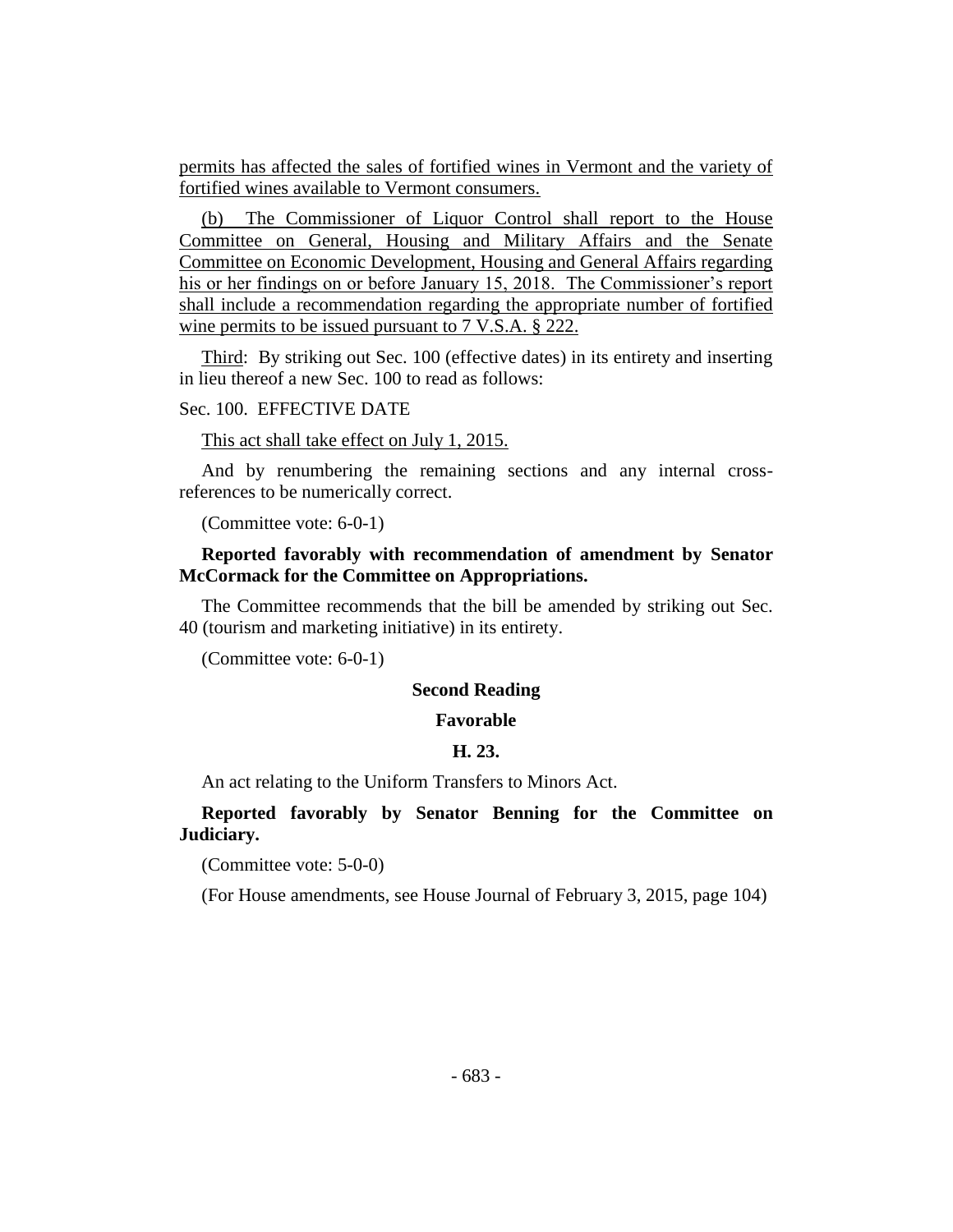permits has affected the sales of fortified wines in Vermont and the variety of fortified wines available to Vermont consumers.

(b) The Commissioner of Liquor Control shall report to the House Committee on General, Housing and Military Affairs and the Senate Committee on Economic Development, Housing and General Affairs regarding his or her findings on or before January 15, 2018. The Commissioner's report shall include a recommendation regarding the appropriate number of fortified wine permits to be issued pursuant to 7 V.S.A. § 222.

Third: By striking out Sec. 100 (effective dates) in its entirety and inserting in lieu thereof a new Sec. 100 to read as follows:

Sec. 100. EFFECTIVE DATE

This act shall take effect on July 1, 2015.

And by renumbering the remaining sections and any internal cross-references to be numerically correct.

(Committee vote: 6-0-1)

**Reported favorably with recommendation of amendment by Senator McCormack for the Committee on Appropriations.**

The Committee recommends that the bill be amended by striking out Sec. 40 (tourism and marketing initiative) in its entirety.

(Committee vote: 6-0-1)

### Second Reading

### Favorable

### H. 23.

An act relating to the Uniform Transfers to Minors Act.

**Reported favorably by Senator Benning for the Committee on Judiciary.**

(Committee vote: 5-0-0)

(For House amendments, see House Journal of February 3, 2015, page 104)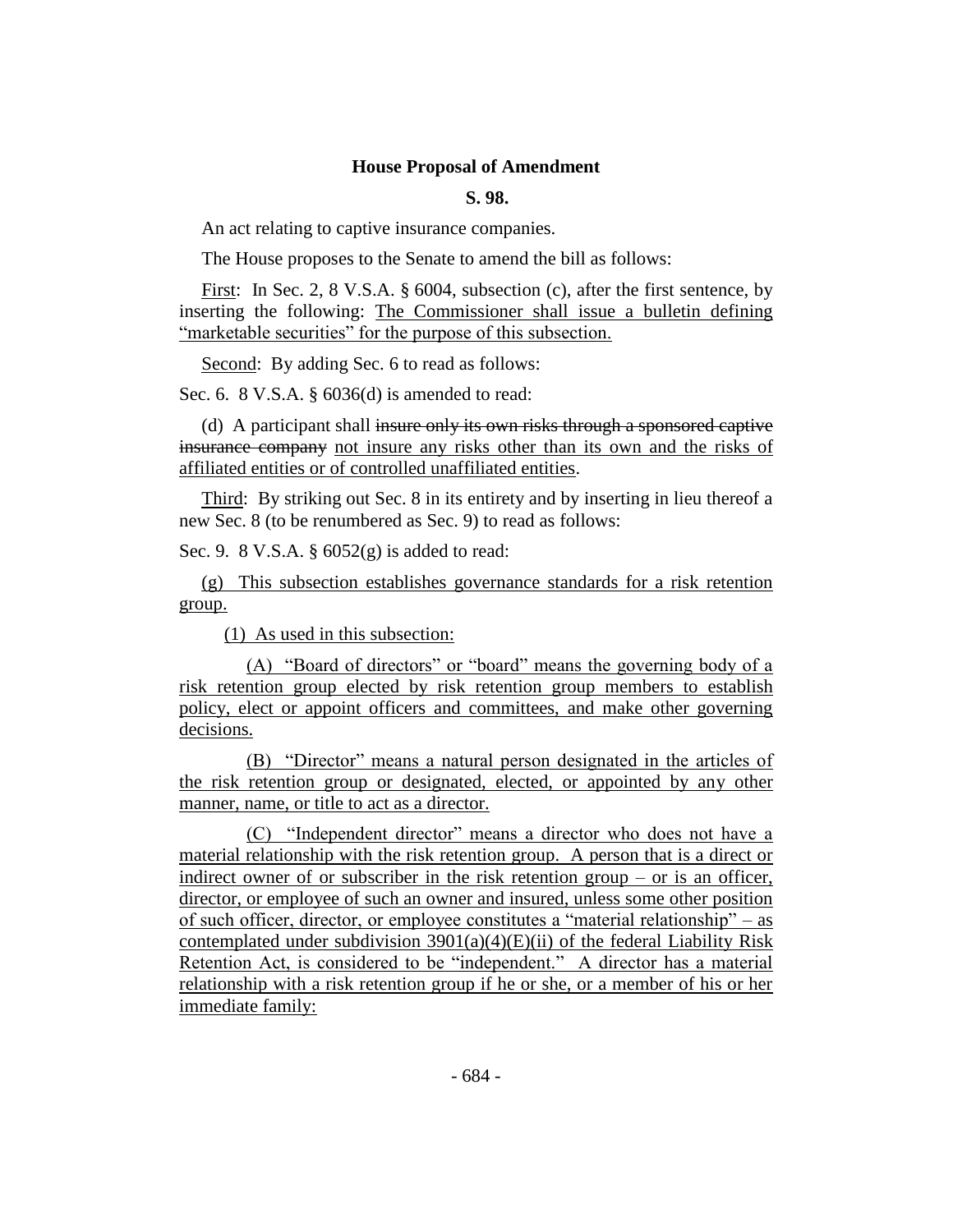**House Proposal of Amendment**

**S. 98.**

An act relating to captive insurance companies.

The House proposes to the Senate to amend the bill as follows:

First: In Sec. 2, 8 V.S.A. § 6004, subsection (c), after the first sentence, by inserting the following: The Commissioner shall issue a bulletin defining "marketable securities" for the purpose of this subsection.

Second: By adding Sec. 6 to read as follows:

Sec. 6. 8 V.S.A. § 6036(d) is amended to read:

(d) A participant shall ~~insure only its own risks through a sponsored captive insurance company~~ not insure any risks other than its own and the risks of affiliated entities or of controlled unaffiliated entities.

Third: By striking out Sec. 8 in its entirety and by inserting in lieu thereof a new Sec. 8 (to be renumbered as Sec. 9) to read as follows:

Sec. 9. 8 V.S.A. § 6052(g) is added to read:

(g) This subsection establishes governance standards for a risk retention group.

(1) As used in this subsection:

(A) "Board of directors" or "board" means the governing body of a risk retention group elected by risk retention group members to establish policy, elect or appoint officers and committees, and make other governing decisions.

(B) "Director" means a natural person designated in the articles of the risk retention group or designated, elected, or appointed by any other manner, name, or title to act as a director.

(C) "Independent director" means a director who does not have a material relationship with the risk retention group. A person that is a direct or indirect owner of or subscriber in the risk retention group – or is an officer, director, or employee of such an owner and insured, unless some other position of such officer, director, or employee constitutes a "material relationship" – as contemplated under subdivision 3901(a)(4)(E)(ii) of the federal Liability Risk Retention Act, is considered to be "independent." A director has a material relationship with a risk retention group if he or she, or a member of his or her immediate family: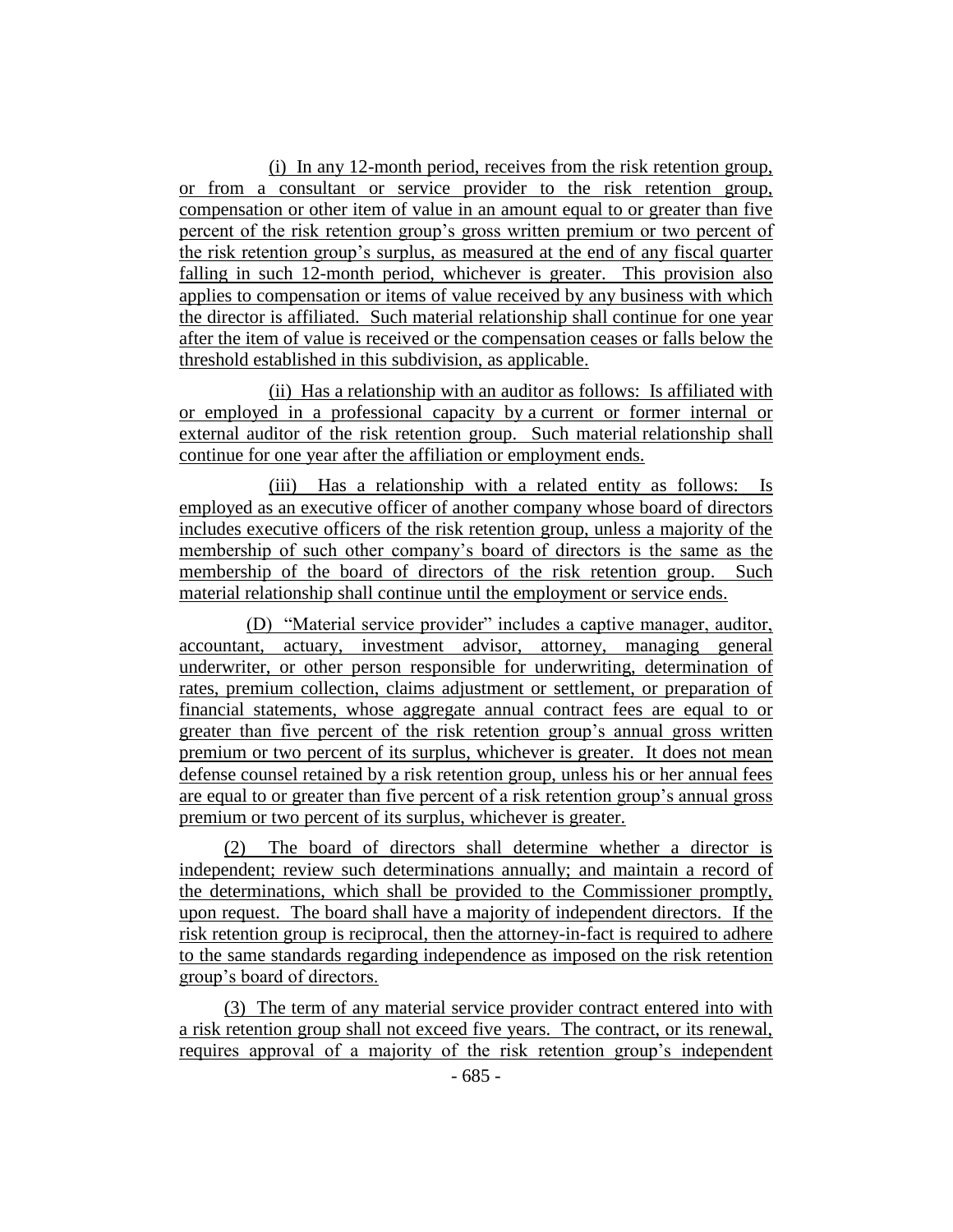(i) In any 12-month period, receives from the risk retention group, or from a consultant or service provider to the risk retention group, compensation or other item of value in an amount equal to or greater than five percent of the risk retention group's gross written premium or two percent of the risk retention group's surplus, as measured at the end of any fiscal quarter falling in such 12-month period, whichever is greater. This provision also applies to compensation or items of value received by any business with which the director is affiliated. Such material relationship shall continue for one year after the item of value is received or the compensation ceases or falls below the threshold established in this subdivision, as applicable.

(ii) Has a relationship with an auditor as follows: Is affiliated with or employed in a professional capacity by a current or former internal or external auditor of the risk retention group. Such material relationship shall continue for one year after the affiliation or employment ends.

(iii) Has a relationship with a related entity as follows: Is employed as an executive officer of another company whose board of directors includes executive officers of the risk retention group, unless a majority of the membership of such other company's board of directors is the same as the membership of the board of directors of the risk retention group. Such material relationship shall continue until the employment or service ends.

(D) "Material service provider" includes a captive manager, auditor, accountant, actuary, investment advisor, attorney, managing general underwriter, or other person responsible for underwriting, determination of rates, premium collection, claims adjustment or settlement, or preparation of financial statements, whose aggregate annual contract fees are equal to or greater than five percent of the risk retention group's annual gross written premium or two percent of its surplus, whichever is greater. It does not mean defense counsel retained by a risk retention group, unless his or her annual fees are equal to or greater than five percent of a risk retention group's annual gross premium or two percent of its surplus, whichever is greater.

(2) The board of directors shall determine whether a director is independent; review such determinations annually; and maintain a record of the determinations, which shall be provided to the Commissioner promptly, upon request. The board shall have a majority of independent directors. If the risk retention group is reciprocal, then the attorney-in-fact is required to adhere to the same standards regarding independence as imposed on the risk retention group's board of directors.

(3) The term of any material service provider contract entered into with a risk retention group shall not exceed five years. The contract, or its renewal, requires approval of a majority of the risk retention group's independent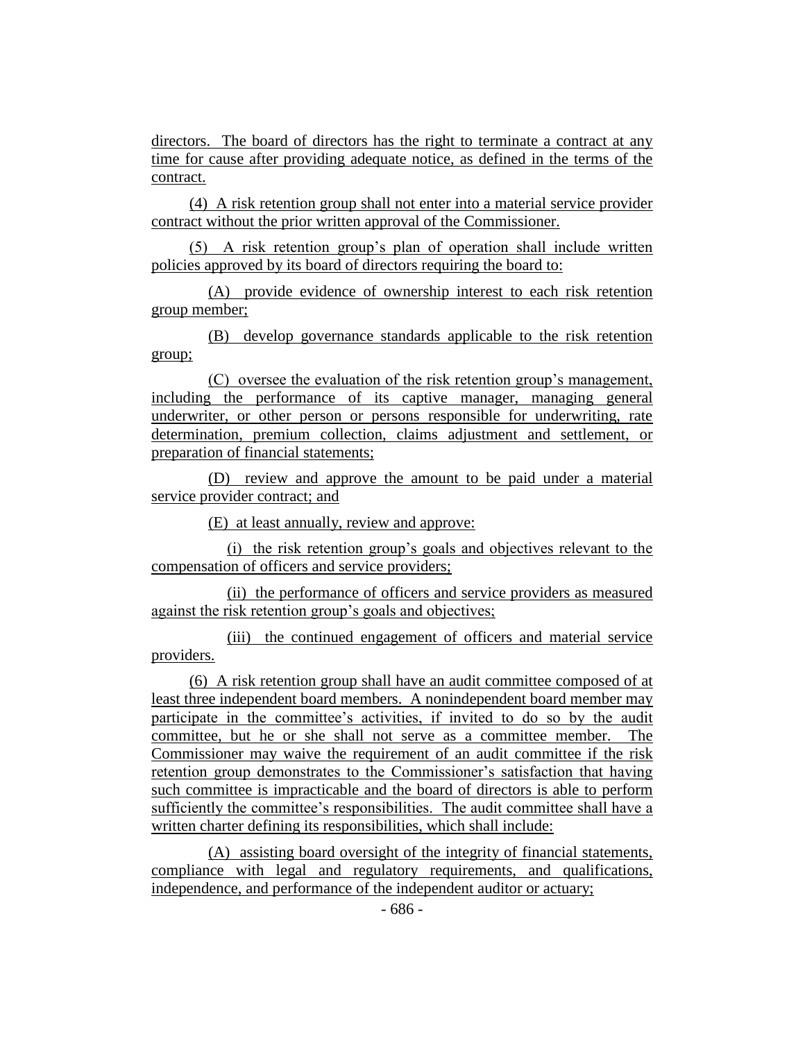directors. The board of directors has the right to terminate a contract at any time for cause after providing adequate notice, as defined in the terms of the contract.

(4) A risk retention group shall not enter into a material service provider contract without the prior written approval of the Commissioner.

(5) A risk retention group's plan of operation shall include written policies approved by its board of directors requiring the board to:

(A) provide evidence of ownership interest to each risk retention group member;

(B) develop governance standards applicable to the risk retention group;

(C) oversee the evaluation of the risk retention group's management, including the performance of its captive manager, managing general underwriter, or other person or persons responsible for underwriting, rate determination, premium collection, claims adjustment and settlement, or preparation of financial statements;

(D) review and approve the amount to be paid under a material service provider contract; and

(E) at least annually, review and approve:

(i) the risk retention group's goals and objectives relevant to the compensation of officers and service providers;

(ii) the performance of officers and service providers as measured against the risk retention group's goals and objectives;

(iii) the continued engagement of officers and material service providers.

(6) A risk retention group shall have an audit committee composed of at least three independent board members. A nonindependent board member may participate in the committee's activities, if invited to do so by the audit committee, but he or she shall not serve as a committee member. The Commissioner may waive the requirement of an audit committee if the risk retention group demonstrates to the Commissioner's satisfaction that having such committee is impracticable and the board of directors is able to perform sufficiently the committee's responsibilities. The audit committee shall have a written charter defining its responsibilities, which shall include:

(A) assisting board oversight of the integrity of financial statements, compliance with legal and regulatory requirements, and qualifications, independence, and performance of the independent auditor or actuary;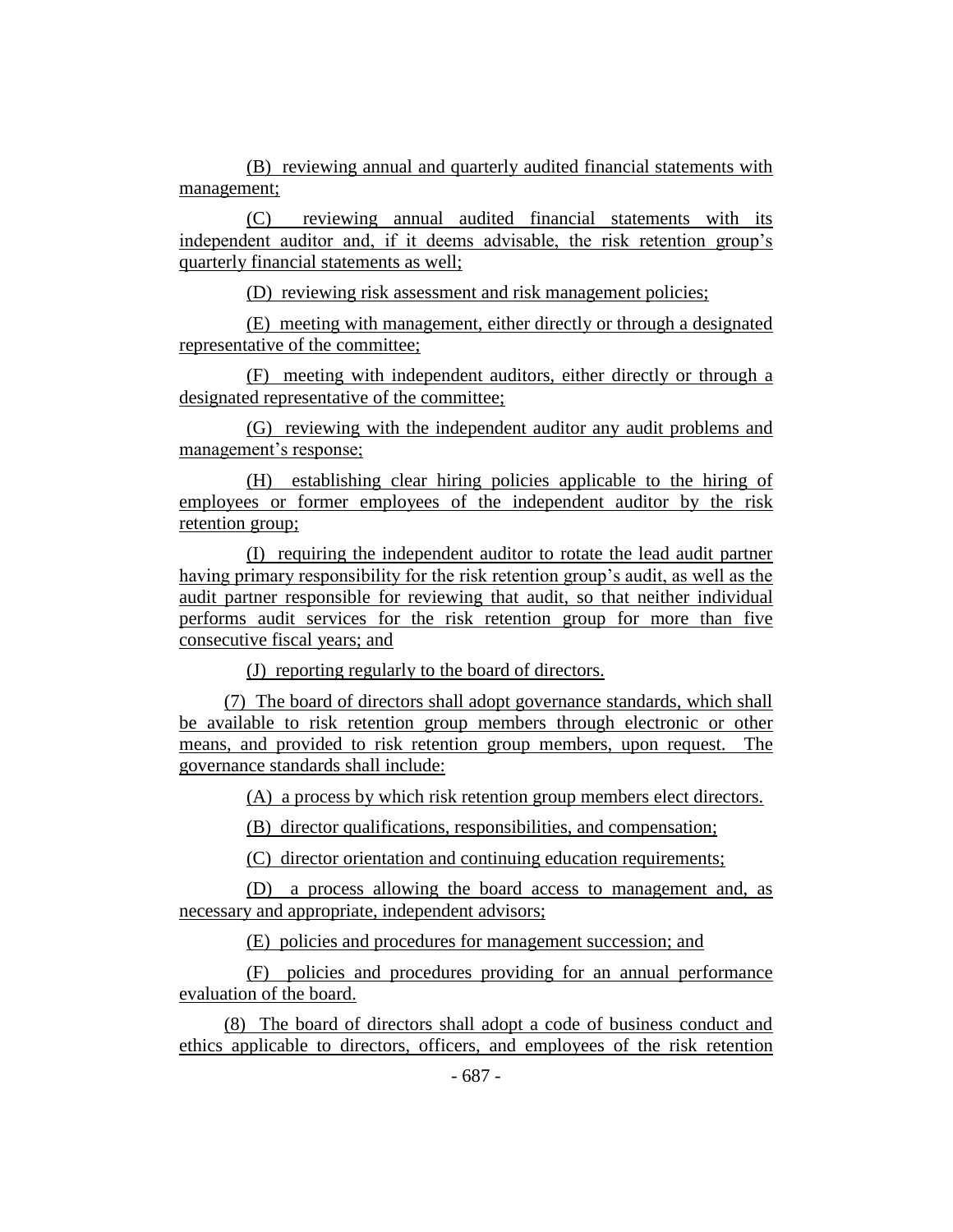(B) reviewing annual and quarterly audited financial statements with management;

(C) reviewing annual audited financial statements with its independent auditor and, if it deems advisable, the risk retention group's quarterly financial statements as well;

(D) reviewing risk assessment and risk management policies;

(E) meeting with management, either directly or through a designated representative of the committee;

(F) meeting with independent auditors, either directly or through a designated representative of the committee;

(G) reviewing with the independent auditor any audit problems and management's response;

(H) establishing clear hiring policies applicable to the hiring of employees or former employees of the independent auditor by the risk retention group;

(I) requiring the independent auditor to rotate the lead audit partner having primary responsibility for the risk retention group's audit, as well as the audit partner responsible for reviewing that audit, so that neither individual performs audit services for the risk retention group for more than five consecutive fiscal years; and

(J) reporting regularly to the board of directors.

(7) The board of directors shall adopt governance standards, which shall be available to risk retention group members through electronic or other means, and provided to risk retention group members, upon request. The governance standards shall include:

(A) a process by which risk retention group members elect directors.

(B) director qualifications, responsibilities, and compensation;

(C) director orientation and continuing education requirements;

(D) a process allowing the board access to management and, as necessary and appropriate, independent advisors;

(E) policies and procedures for management succession; and

(F) policies and procedures providing for an annual performance evaluation of the board.

(8) The board of directors shall adopt a code of business conduct and ethics applicable to directors, officers, and employees of the risk retention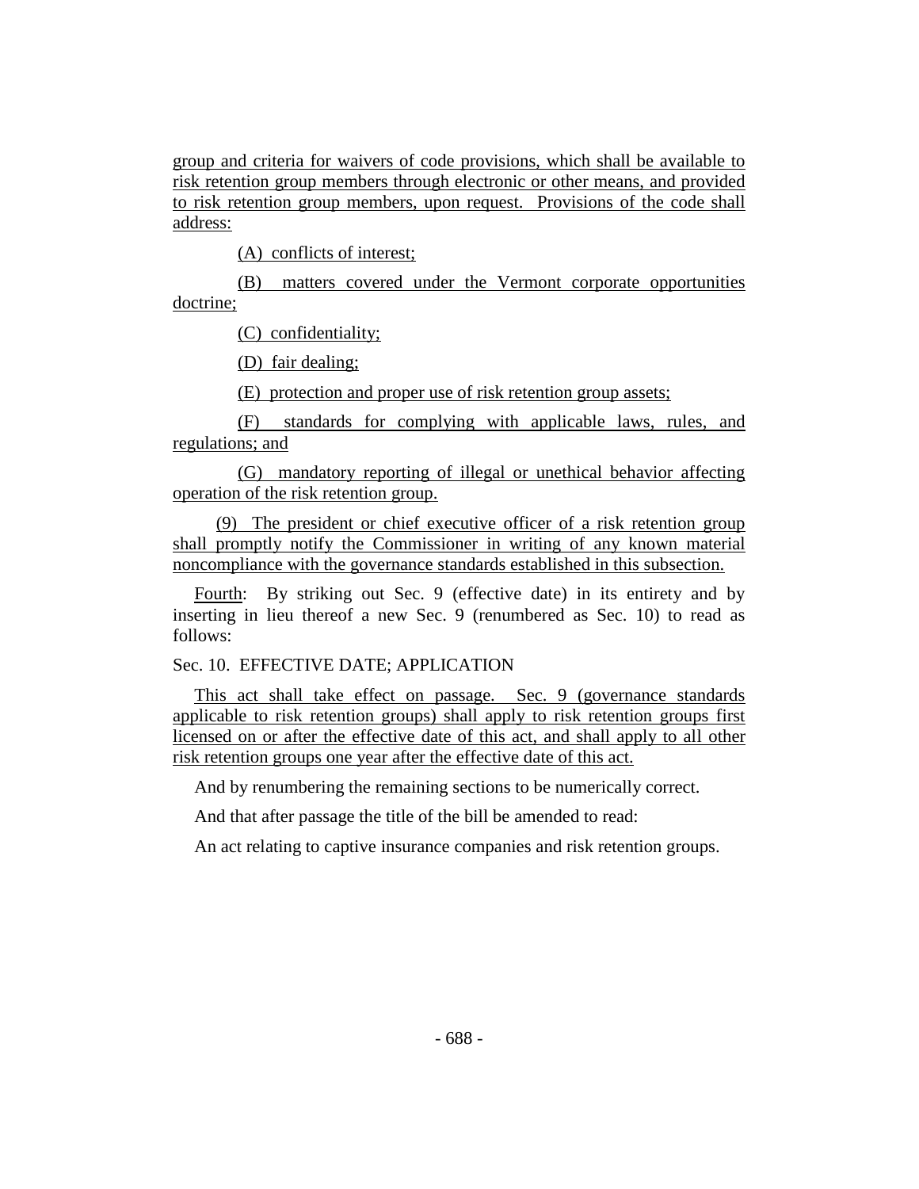group and criteria for waivers of code provisions, which shall be available to risk retention group members through electronic or other means, and provided to risk retention group members, upon request. Provisions of the code shall address:

(A) conflicts of interest;

(B) matters covered under the Vermont corporate opportunities doctrine;

(C) confidentiality;

(D) fair dealing;

(E) protection and proper use of risk retention group assets;

(F) standards for complying with applicable laws, rules, and regulations; and

(G) mandatory reporting of illegal or unethical behavior affecting operation of the risk retention group.

(9) The president or chief executive officer of a risk retention group shall promptly notify the Commissioner in writing of any known material noncompliance with the governance standards established in this subsection.

Fourth: By striking out Sec. 9 (effective date) in its entirety and by inserting in lieu thereof a new Sec. 9 (renumbered as Sec. 10) to read as follows:

Sec. 10. EFFECTIVE DATE; APPLICATION

This act shall take effect on passage. Sec. 9 (governance standards applicable to risk retention groups) shall apply to risk retention groups first licensed on or after the effective date of this act, and shall apply to all other risk retention groups one year after the effective date of this act.

And by renumbering the remaining sections to be numerically correct.

And that after passage the title of the bill be amended to read:

An act relating to captive insurance companies and risk retention groups.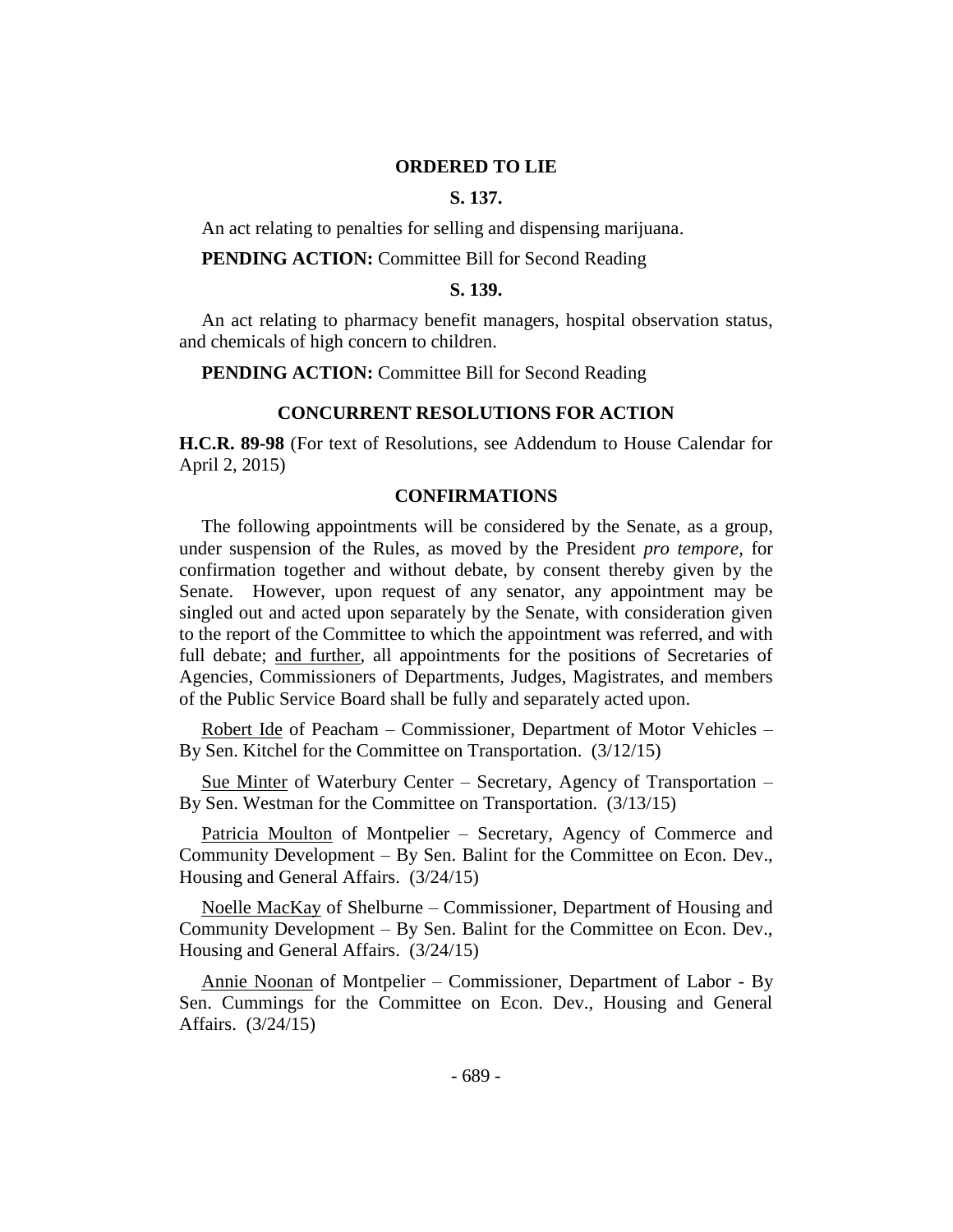## ORDERED TO LIE

### S. 137.

An act relating to penalties for selling and dispensing marijuana.

**PENDING ACTION:** Committee Bill for Second Reading

### S. 139.

An act relating to pharmacy benefit managers, hospital observation status, and chemicals of high concern to children.

**PENDING ACTION:** Committee Bill for Second Reading

## CONCURRENT RESOLUTIONS FOR ACTION

**H.C.R. 89-98** (For text of Resolutions, see Addendum to House Calendar for April 2, 2015)

## CONFIRMATIONS

The following appointments will be considered by the Senate, as a group, under suspension of the Rules, as moved by the President *pro tempore,* for confirmation together and without debate, by consent thereby given by the Senate. However, upon request of any senator, any appointment may be singled out and acted upon separately by the Senate, with consideration given to the report of the Committee to which the appointment was referred, and with full debate; and further, all appointments for the positions of Secretaries of Agencies, Commissioners of Departments, Judges, Magistrates, and members of the Public Service Board shall be fully and separately acted upon.

Robert Ide of Peacham – Commissioner, Department of Motor Vehicles – By Sen. Kitchel for the Committee on Transportation. (3/12/15)

Sue Minter of Waterbury Center – Secretary, Agency of Transportation – By Sen. Westman for the Committee on Transportation. (3/13/15)

Patricia Moulton of Montpelier – Secretary, Agency of Commerce and Community Development – By Sen. Balint for the Committee on Econ. Dev., Housing and General Affairs. (3/24/15)

Noelle MacKay of Shelburne – Commissioner, Department of Housing and Community Development – By Sen. Balint for the Committee on Econ. Dev., Housing and General Affairs. (3/24/15)

Annie Noonan of Montpelier – Commissioner, Department of Labor - By Sen. Cummings for the Committee on Econ. Dev., Housing and General Affairs. (3/24/15)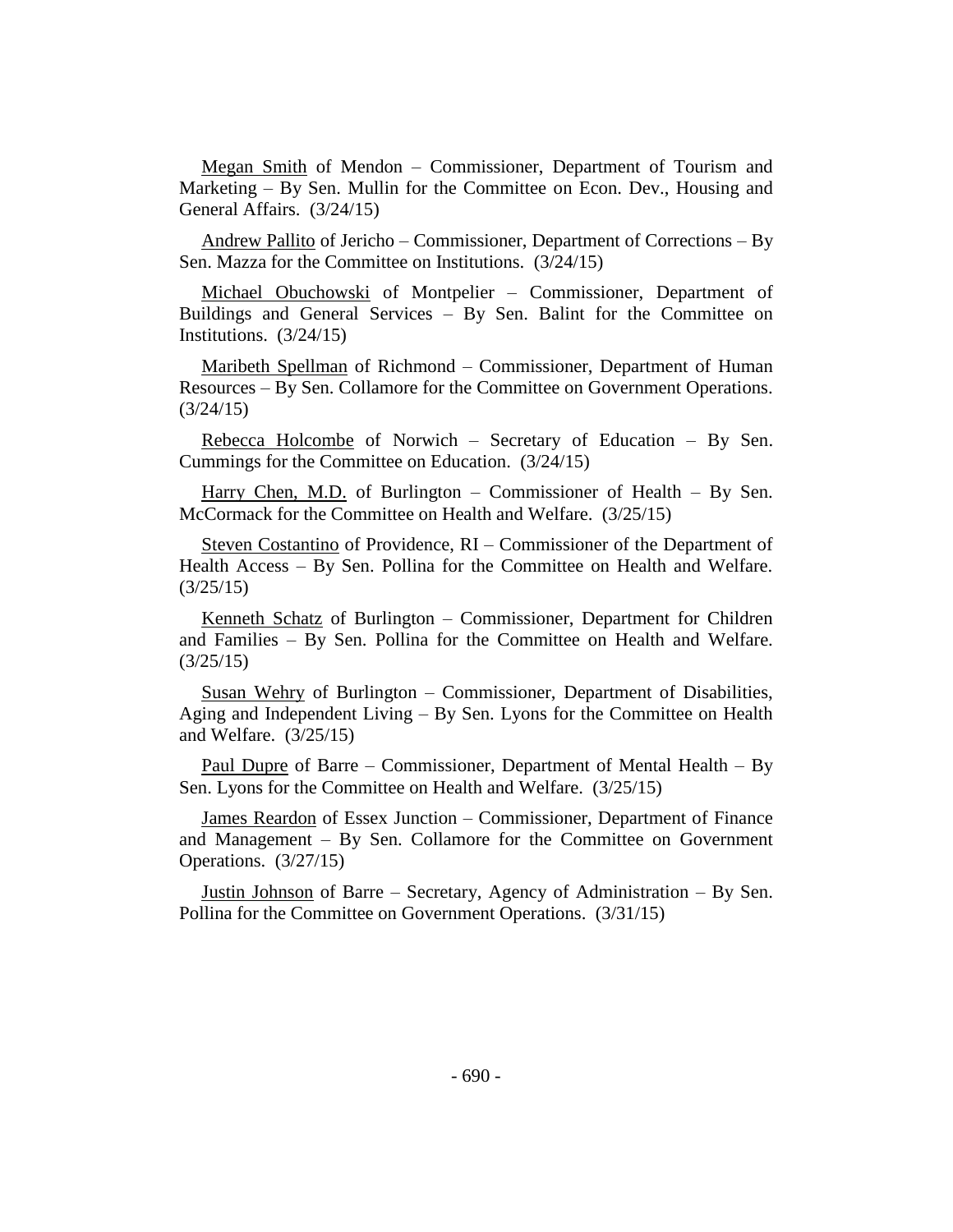Megan Smith of Mendon – Commissioner, Department of Tourism and Marketing – By Sen. Mullin for the Committee on Econ. Dev., Housing and General Affairs. (3/24/15)

Andrew Pallito of Jericho – Commissioner, Department of Corrections – By Sen. Mazza for the Committee on Institutions. (3/24/15)

Michael Obuchowski of Montpelier – Commissioner, Department of Buildings and General Services – By Sen. Balint for the Committee on Institutions. (3/24/15)

Maribeth Spellman of Richmond – Commissioner, Department of Human Resources – By Sen. Collamore for the Committee on Government Operations. (3/24/15)

Rebecca Holcombe of Norwich – Secretary of Education – By Sen. Cummings for the Committee on Education. (3/24/15)

Harry Chen, M.D. of Burlington – Commissioner of Health – By Sen. McCormack for the Committee on Health and Welfare. (3/25/15)

Steven Costantino of Providence, RI – Commissioner of the Department of Health Access – By Sen. Pollina for the Committee on Health and Welfare. (3/25/15)

Kenneth Schatz of Burlington – Commissioner, Department for Children and Families – By Sen. Pollina for the Committee on Health and Welfare. (3/25/15)

Susan Wehry of Burlington – Commissioner, Department of Disabilities, Aging and Independent Living – By Sen. Lyons for the Committee on Health and Welfare. (3/25/15)

Paul Dupre of Barre – Commissioner, Department of Mental Health – By Sen. Lyons for the Committee on Health and Welfare. (3/25/15)

James Reardon of Essex Junction – Commissioner, Department of Finance and Management – By Sen. Collamore for the Committee on Government Operations. (3/27/15)

Justin Johnson of Barre – Secretary, Agency of Administration – By Sen. Pollina for the Committee on Government Operations. (3/31/15)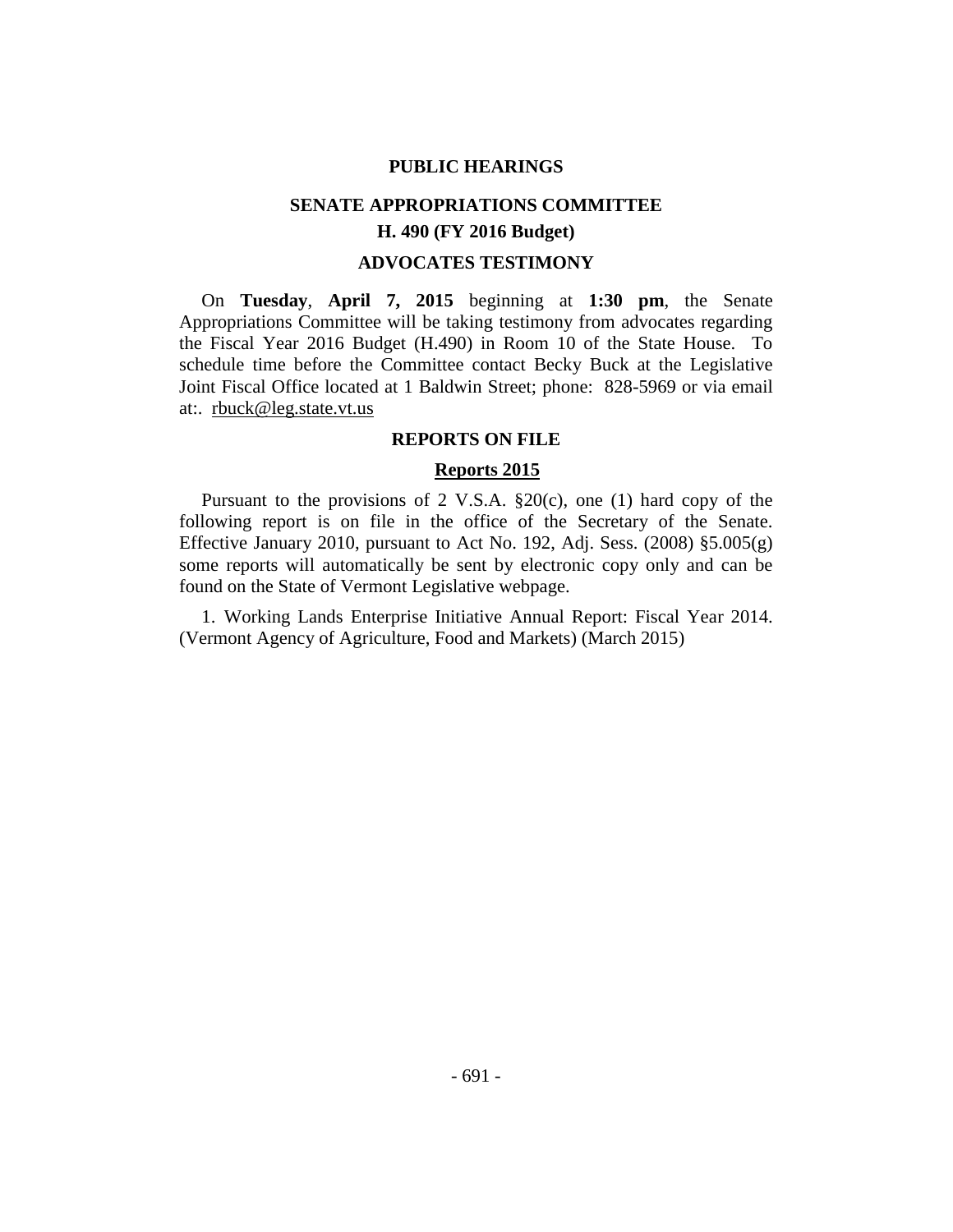## PUBLIC HEARINGS

### SENATE APPROPRIATIONS COMMITTEE

### H. 490 (FY 2016 Budget)

### ADVOCATES TESTIMONY

On **Tuesday**, **April 7, 2015** beginning at **1:30 pm**, the Senate Appropriations Committee will be taking testimony from advocates regarding the Fiscal Year 2016 Budget (H.490) in Room 10 of the State House. To schedule time before the Committee contact Becky Buck at the Legislative Joint Fiscal Office located at 1 Baldwin Street; phone: 828-5969 or via email at:. rbuck@leg.state.vt.us

## REPORTS ON FILE

### Reports 2015

Pursuant to the provisions of 2 V.S.A. §20(c), one (1) hard copy of the following report is on file in the office of the Secretary of the Senate. Effective January 2010, pursuant to Act No. 192, Adj. Sess. (2008) §5.005(g) some reports will automatically be sent by electronic copy only and can be found on the State of Vermont Legislative webpage.

1. Working Lands Enterprise Initiative Annual Report: Fiscal Year 2014. (Vermont Agency of Agriculture, Food and Markets) (March 2015)